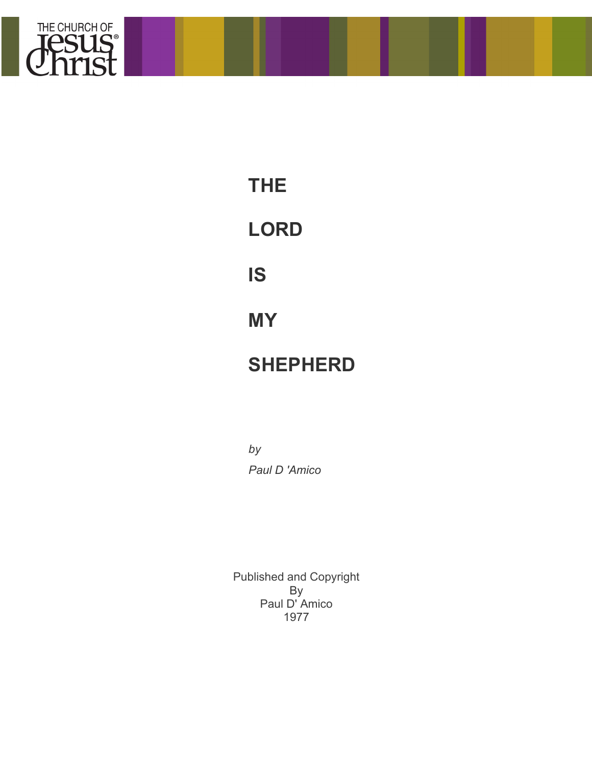THE CHURCH OF Jesus Christ®

# THE

# LORD

# IS

# MY

# SHEPHERD

*by*

*Paul D 'Amico*

Published and Copyright
By
Paul D' Amico
1977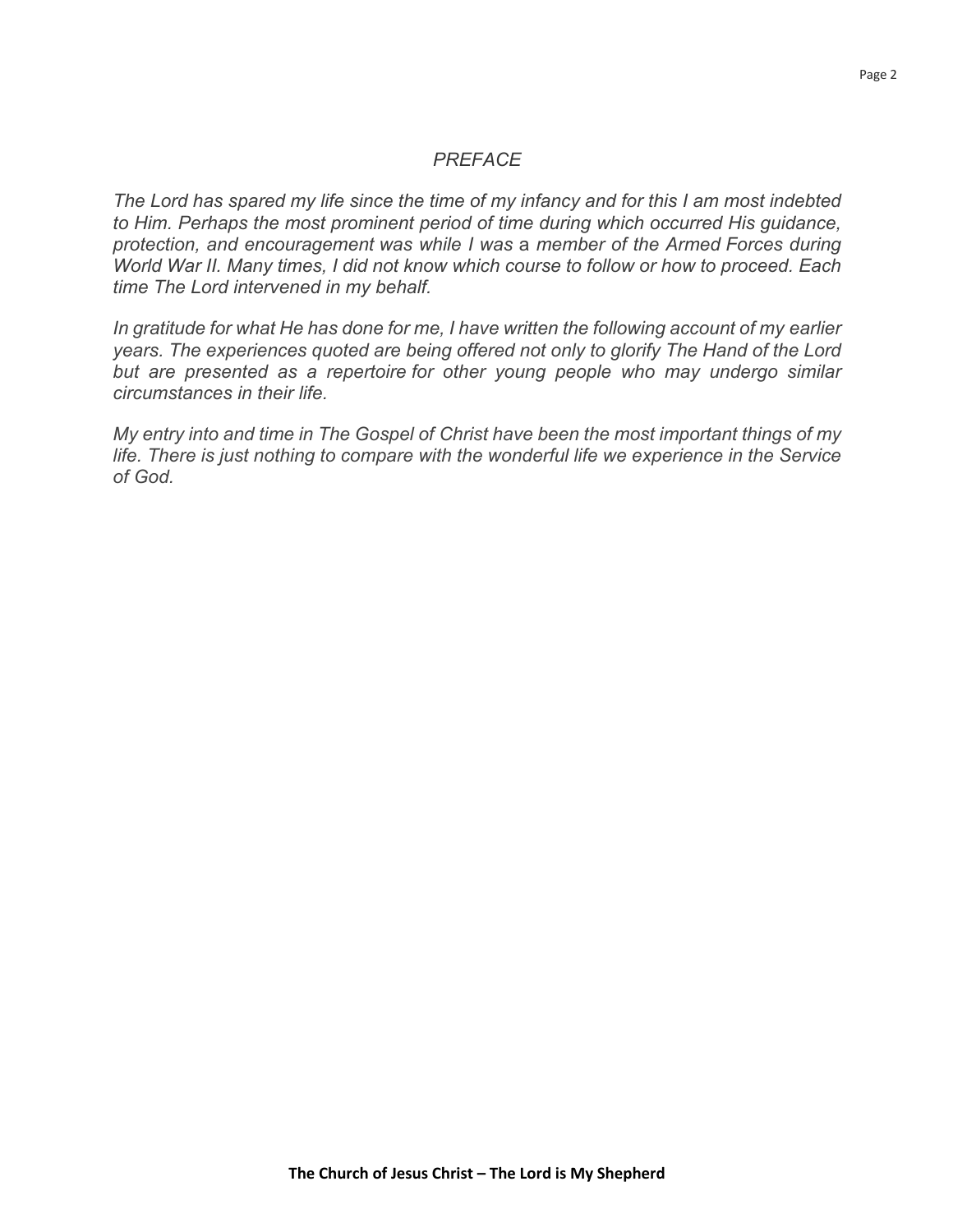# *PREFACE*

*The Lord has spared my life since the time of my infancy and for this I am most indebted to Him. Perhaps the most prominent period of time during which occurred His guidance, protection, and encouragement was while I was a member of the Armed Forces during World War II. Many times, I did not know which course to follow or how to proceed. Each time The Lord intervened in my behalf.*

*In gratitude for what He has done for me, I have written the following account of my earlier years. The experiences quoted are being offered not only to glorify The Hand of the Lord but are presented as a repertoire for other young people who may undergo similar circumstances in their life.*

*My entry into and time in The Gospel of Christ have been the most important things of my life. There is just nothing to compare with the wonderful life we experience in the Service of God.*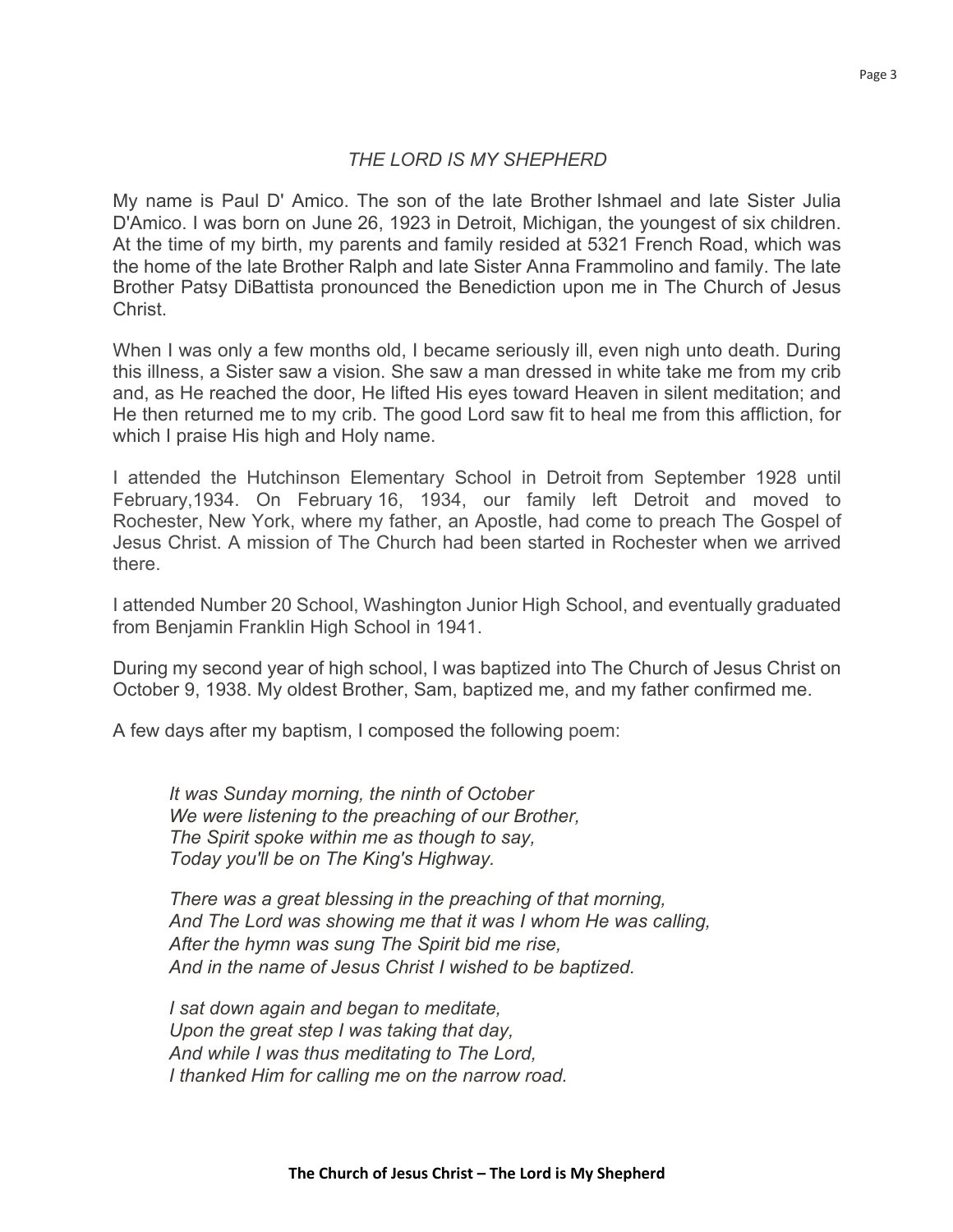*THE LORD IS MY SHEPHERD*

My name is Paul D' Amico. The son of the late Brother Ishmael and late Sister Julia D'Amico. I was born on June 26, 1923 in Detroit, Michigan, the youngest of six children. At the time of my birth, my parents and family resided at 5321 French Road, which was the home of the late Brother Ralph and late Sister Anna Frammolino and family. The late Brother Patsy DiBattista pronounced the Benediction upon me in The Church of Jesus Christ.

When I was only a few months old, I became seriously ill, even nigh unto death. During this illness, a Sister saw a vision. She saw a man dressed in white take me from my crib and, as He reached the door, He lifted His eyes toward Heaven in silent meditation; and He then returned me to my crib. The good Lord saw fit to heal me from this affliction, for which I praise His high and Holy name.

I attended the Hutchinson Elementary School in Detroit from September 1928 until February,1934. On February 16, 1934, our family left Detroit and moved to Rochester, New York, where my father, an Apostle, had come to preach The Gospel of Jesus Christ. A mission of The Church had been started in Rochester when we arrived there.

I attended Number 20 School, Washington Junior High School, and eventually graduated from Benjamin Franklin High School in 1941.

During my second year of high school, I was baptized into The Church of Jesus Christ on October 9, 1938. My oldest Brother, Sam, baptized me, and my father confirmed me.

A few days after my baptism, I composed the following poem:

*It was Sunday morning, the ninth of October*
*We were listening to the preaching of our Brother,*
*The Spirit spoke within me as though to say,*
*Today you'll be on The King's Highway.*

*There was a great blessing in the preaching of that morning,*
*And The Lord was showing me that it was I whom He was calling,*
*After the hymn was sung The Spirit bid me rise,*
*And in the name of Jesus Christ I wished to be baptized.*

*I sat down again and began to meditate,*
*Upon the great step I was taking that day,*
*And while I was thus meditating to The Lord,*
*I thanked Him for calling me on the narrow road.*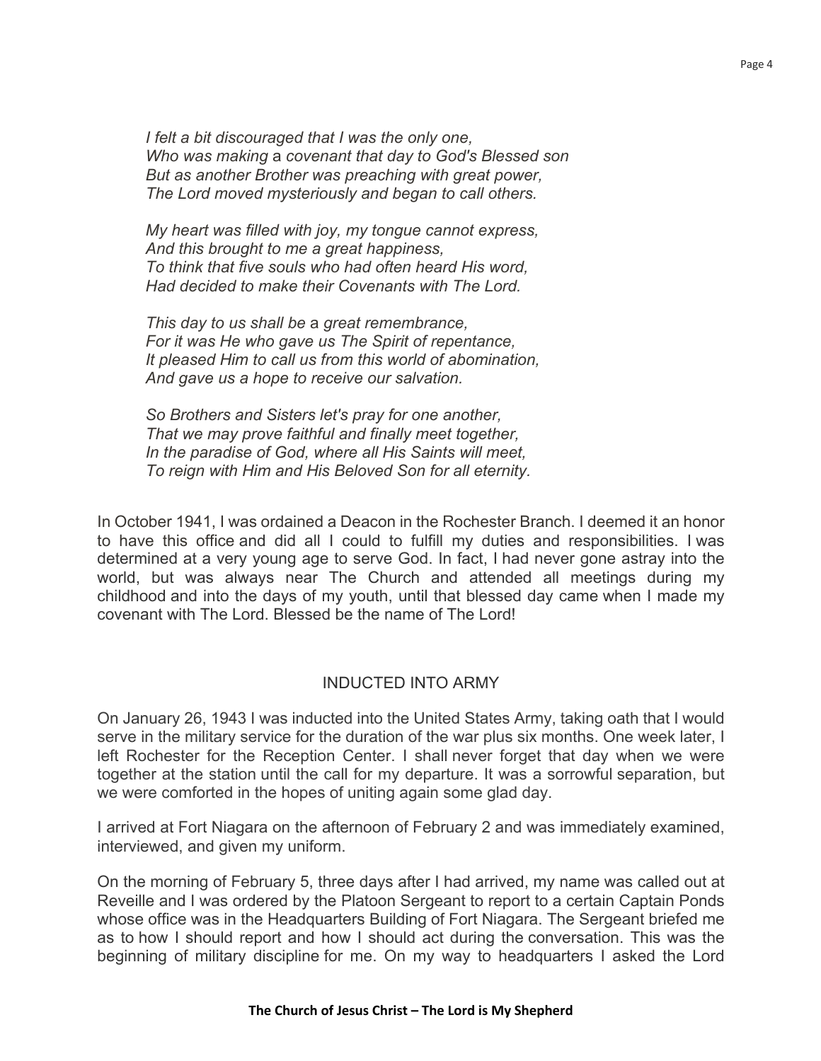*I felt a bit discouraged that I was the only one,*
*Who was making a covenant that day to God's Blessed son*
*But as another Brother was preaching with great power,*
*The Lord moved mysteriously and began to call others.*

*My heart was filled with joy, my tongue cannot express,*
*And this brought to me a great happiness,*
*To think that five souls who had often heard His word,*
*Had decided to make their Covenants with The Lord.*

*This day to us shall be a great remembrance,*
*For it was He who gave us The Spirit of repentance,*
*It pleased Him to call us from this world of abomination,*
*And gave us a hope to receive our salvation.*

*So Brothers and Sisters let's pray for one another,*
*That we may prove faithful and finally meet together,*
*In the paradise of God, where all His Saints will meet,*
*To reign with Him and His Beloved Son for all eternity.*

In October 1941, I was ordained a Deacon in the Rochester Branch. I deemed it an honor to have this office and did all I could to fulfill my duties and responsibilities. I was determined at a very young age to serve God. In fact, I had never gone astray into the world, but was always near The Church and attended all meetings during my childhood and into the days of my youth, until that blessed day came when I made my covenant with The Lord. Blessed be the name of The Lord!

## INDUCTED INTO ARMY

On January 26, 1943 I was inducted into the United States Army, taking oath that I would serve in the military service for the duration of the war plus six months. One week later, I left Rochester for the Reception Center. I shall never forget that day when we were together at the station until the call for my departure. It was a sorrowful separation, but we were comforted in the hopes of uniting again some glad day.

I arrived at Fort Niagara on the afternoon of February 2 and was immediately examined, interviewed, and given my uniform.

On the morning of February 5, three days after I had arrived, my name was called out at Reveille and I was ordered by the Platoon Sergeant to report to a certain Captain Ponds whose office was in the Headquarters Building of Fort Niagara. The Sergeant briefed me as to how I should report and how I should act during the conversation. This was the beginning of military discipline for me. On my way to headquarters I asked the Lord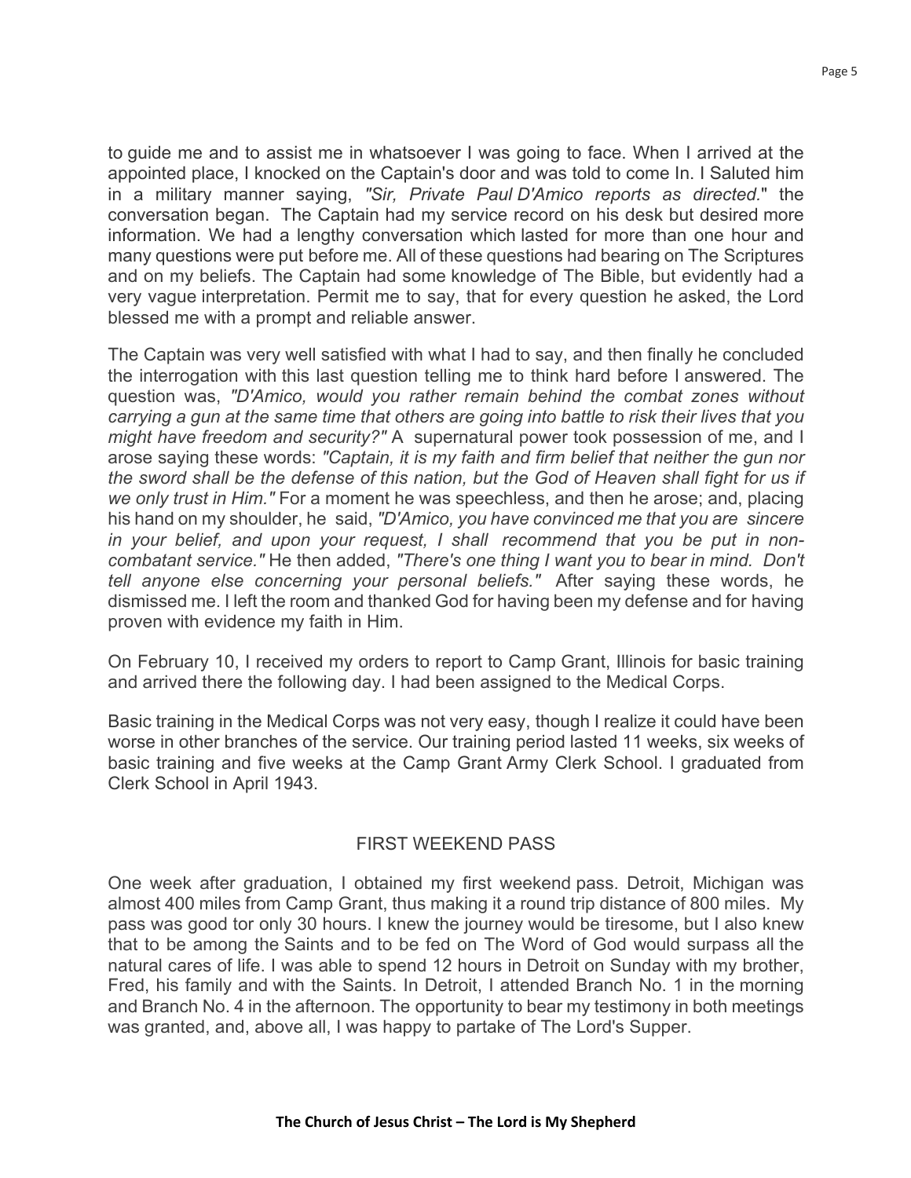to guide me and to assist me in whatsoever I was going to face. When I arrived at the appointed place, I knocked on the Captain's door and was told to come In. I Saluted him in a military manner saying, *"Sir, Private Paul D'Amico reports as directed*." the conversation began. The Captain had my service record on his desk but desired more information. We had a lengthy conversation which lasted for more than one hour and many questions were put before me. All of these questions had bearing on The Scriptures and on my beliefs. The Captain had some knowledge of The Bible, but evidently had a very vague interpretation. Permit me to say, that for every question he asked, the Lord blessed me with a prompt and reliable answer.

The Captain was very well satisfied with what I had to say, and then finally he concluded the interrogation with this last question telling me to think hard before I answered. The question was, *"D'Amico, would you rather remain behind the combat zones without carrying a gun at the same time that others are going into battle to risk their lives that you might have freedom and security?"* A supernatural power took possession of me, and I arose saying these words: *"Captain, it is my faith and firm belief that neither the gun nor the sword shall be the defense of this nation, but the God of Heaven shall fight for us if we only trust in Him."* For a moment he was speechless, and then he arose; and, placing his hand on my shoulder, he said, *"D'Amico, you have convinced me that you are sincere in your belief, and upon your request, I shall recommend that you be put in non-combatant service."* He then added, *"There's one thing I want you to bear in mind. Don't tell anyone else concerning your personal beliefs."* After saying these words, he dismissed me. I left the room and thanked God for having been my defense and for having proven with evidence my faith in Him.

On February 10, I received my orders to report to Camp Grant, Illinois for basic training and arrived there the following day. I had been assigned to the Medical Corps.

Basic training in the Medical Corps was not very easy, though I realize it could have been worse in other branches of the service. Our training period lasted 11 weeks, six weeks of basic training and five weeks at the Camp Grant Army Clerk School. I graduated from Clerk School in April 1943.

## FIRST WEEKEND PASS

One week after graduation, I obtained my first weekend pass. Detroit, Michigan was almost 400 miles from Camp Grant, thus making it a round trip distance of 800 miles. My pass was good tor only 30 hours. I knew the journey would be tiresome, but I also knew that to be among the Saints and to be fed on The Word of God would surpass all the natural cares of life. I was able to spend 12 hours in Detroit on Sunday with my brother, Fred, his family and with the Saints. In Detroit, I attended Branch No. 1 in the morning and Branch No. 4 in the afternoon. The opportunity to bear my testimony in both meetings was granted, and, above all, I was happy to partake of The Lord's Supper.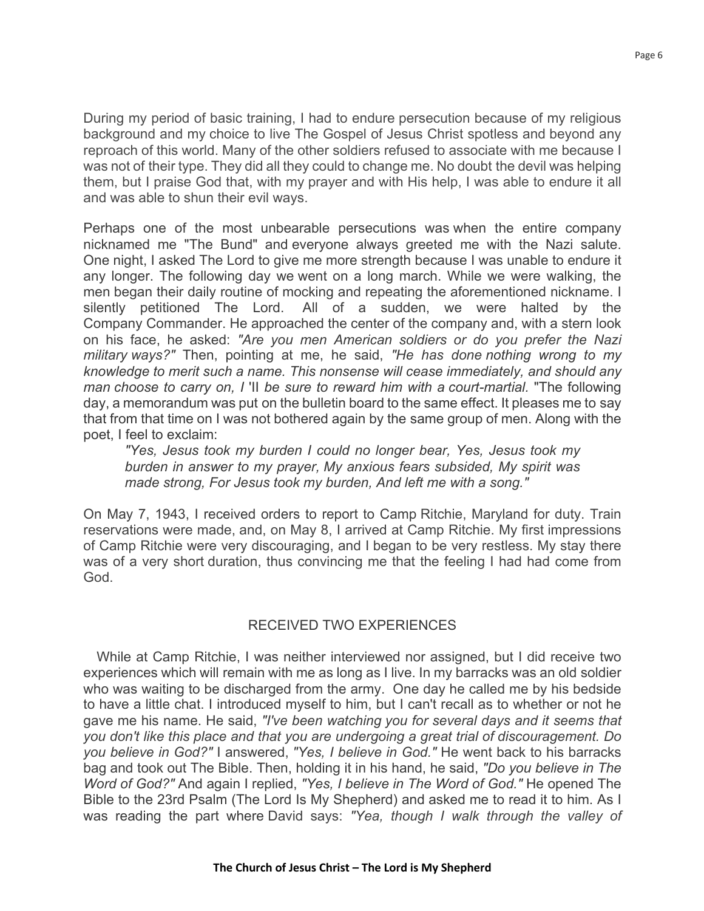During my period of basic training, I had to endure persecution because of my religious background and my choice to live The Gospel of Jesus Christ spotless and beyond any reproach of this world. Many of the other soldiers refused to associate with me because I was not of their type. They did all they could to change me. No doubt the devil was helping them, but I praise God that, with my prayer and with His help, I was able to endure it all and was able to shun their evil ways.

Perhaps one of the most unbearable persecutions was when the entire company nicknamed me "The Bund" and everyone always greeted me with the Nazi salute. One night, I asked The Lord to give me more strength because I was unable to endure it any longer. The following day we went on a long march. While we were walking, the men began their daily routine of mocking and repeating the aforementioned nickname. I silently petitioned The Lord. All of a sudden, we were halted by the Company Commander. He approached the center of the company and, with a stern look on his face, he asked: *"Are you men American soldiers or do you prefer the Nazi military ways?"* Then, pointing at me, he said, *"He has done nothing wrong to my knowledge to merit such a name. This nonsense will cease immediately, and should any man choose to carry on, I* 'II *be sure to reward him with a court-martial.* "The following day, a memorandum was put on the bulletin board to the same effect. It pleases me to say that from that time on I was not bothered again by the same group of men. Along with the poet, I feel to exclaim:

> *"Yes, Jesus took my burden I could no longer bear, Yes, Jesus took my burden in answer to my prayer, My anxious fears subsided, My spirit was made strong, For Jesus took my burden, And left me with a song."*

On May 7, 1943, I received orders to report to Camp Ritchie, Maryland for duty. Train reservations were made, and, on May 8, I arrived at Camp Ritchie. My first impressions of Camp Ritchie were very discouraging, and I began to be very restless. My stay there was of a very short duration, thus convincing me that the feeling I had had come from God.

## RECEIVED TWO EXPERIENCES

While at Camp Ritchie, I was neither interviewed nor assigned, but I did receive two experiences which will remain with me as long as I live. In my barracks was an old soldier who was waiting to be discharged from the army. One day he called me by his bedside to have a little chat. I introduced myself to him, but I can't recall as to whether or not he gave me his name. He said, *"I've been watching you for several days and it seems that you don't like this place and that you are undergoing a great trial of discouragement. Do you believe in God?"* I answered, *"Yes, I believe in God."* He went back to his barracks bag and took out The Bible. Then, holding it in his hand, he said, *"Do you believe in The Word of God?"* And again I replied, *"Yes, I believe in The Word of God."* He opened The Bible to the 23rd Psalm (The Lord Is My Shepherd) and asked me to read it to him. As I was reading the part where David says: *"Yea, though I walk through the valley of*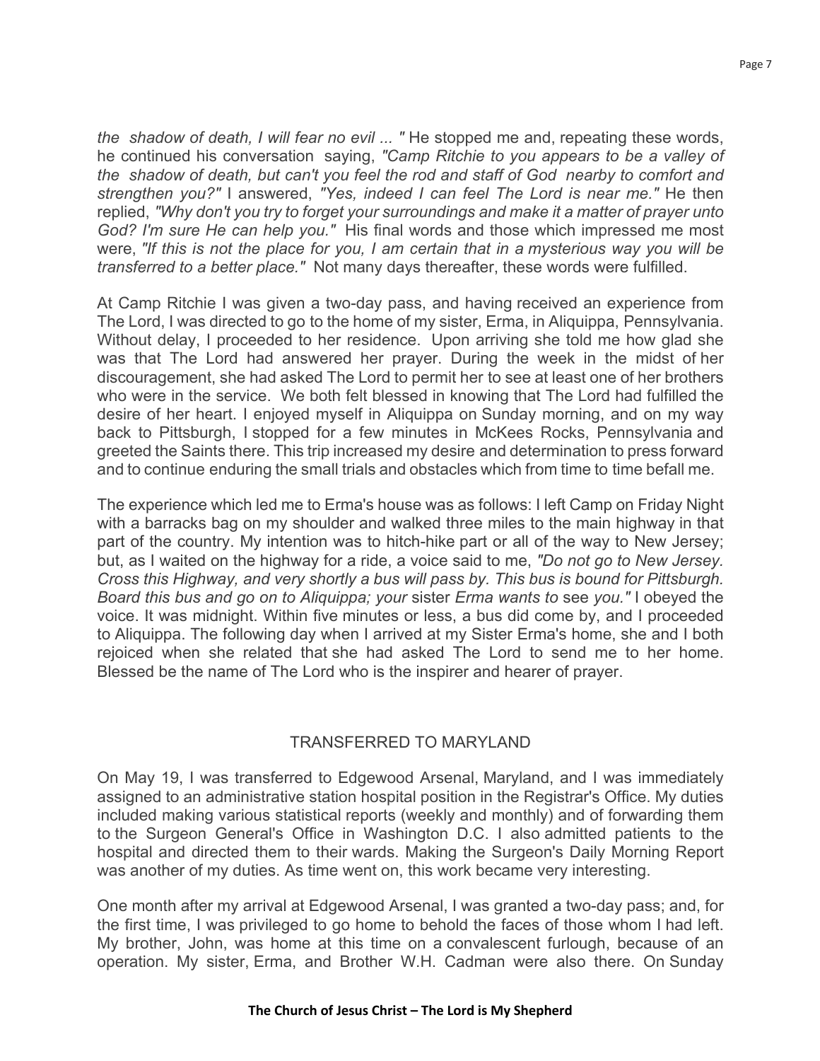*the shadow of death, I will fear no evil ... "* He stopped me and, repeating these words, he continued his conversation saying, *"Camp Ritchie to you appears to be a valley of the shadow of death, but can't you feel the rod and staff of God nearby to comfort and strengthen you?"* I answered, *"Yes, indeed I can feel The Lord is near me."* He then replied, *"Why don't you try to forget your surroundings and make it a matter of prayer unto God? I'm sure He can help you."* His final words and those which impressed me most were, *"If this is not the place for you, I am certain that in a mysterious way you will be transferred to a better place."* Not many days thereafter, these words were fulfilled.

At Camp Ritchie I was given a two-day pass, and having received an experience from The Lord, I was directed to go to the home of my sister, Erma, in Aliquippa, Pennsylvania. Without delay, I proceeded to her residence. Upon arriving she told me how glad she was that The Lord had answered her prayer. During the week in the midst of her discouragement, she had asked The Lord to permit her to see at least one of her brothers who were in the service. We both felt blessed in knowing that The Lord had fulfilled the desire of her heart. I enjoyed myself in Aliquippa on Sunday morning, and on my way back to Pittsburgh, I stopped for a few minutes in McKees Rocks, Pennsylvania and greeted the Saints there. This trip increased my desire and determination to press forward and to continue enduring the small trials and obstacles which from time to time befall me.

The experience which led me to Erma's house was as follows: I left Camp on Friday Night with a barracks bag on my shoulder and walked three miles to the main highway in that part of the country. My intention was to hitch-hike part or all of the way to New Jersey; but, as I waited on the highway for a ride, a voice said to me, *"Do not go to New Jersey. Cross this Highway, and very shortly a bus will pass by. This bus is bound for Pittsburgh. Board this bus and go on to Aliquippa; your* sister *Erma wants to* see *you."* I obeyed the voice. It was midnight. Within five minutes or less, a bus did come by, and I proceeded to Aliquippa. The following day when I arrived at my Sister Erma's home, she and I both rejoiced when she related that she had asked The Lord to send me to her home. Blessed be the name of The Lord who is the inspirer and hearer of prayer.

## TRANSFERRED TO MARYLAND

On May 19, I was transferred to Edgewood Arsenal, Maryland, and I was immediately assigned to an administrative station hospital position in the Registrar's Office. My duties included making various statistical reports (weekly and monthly) and of forwarding them to the Surgeon General's Office in Washington D.C. I also admitted patients to the hospital and directed them to their wards. Making the Surgeon's Daily Morning Report was another of my duties. As time went on, this work became very interesting.

One month after my arrival at Edgewood Arsenal, I was granted a two-day pass; and, for the first time, I was privileged to go home to behold the faces of those whom I had left. My brother, John, was home at this time on a convalescent furlough, because of an operation. My sister, Erma, and Brother W.H. Cadman were also there. On Sunday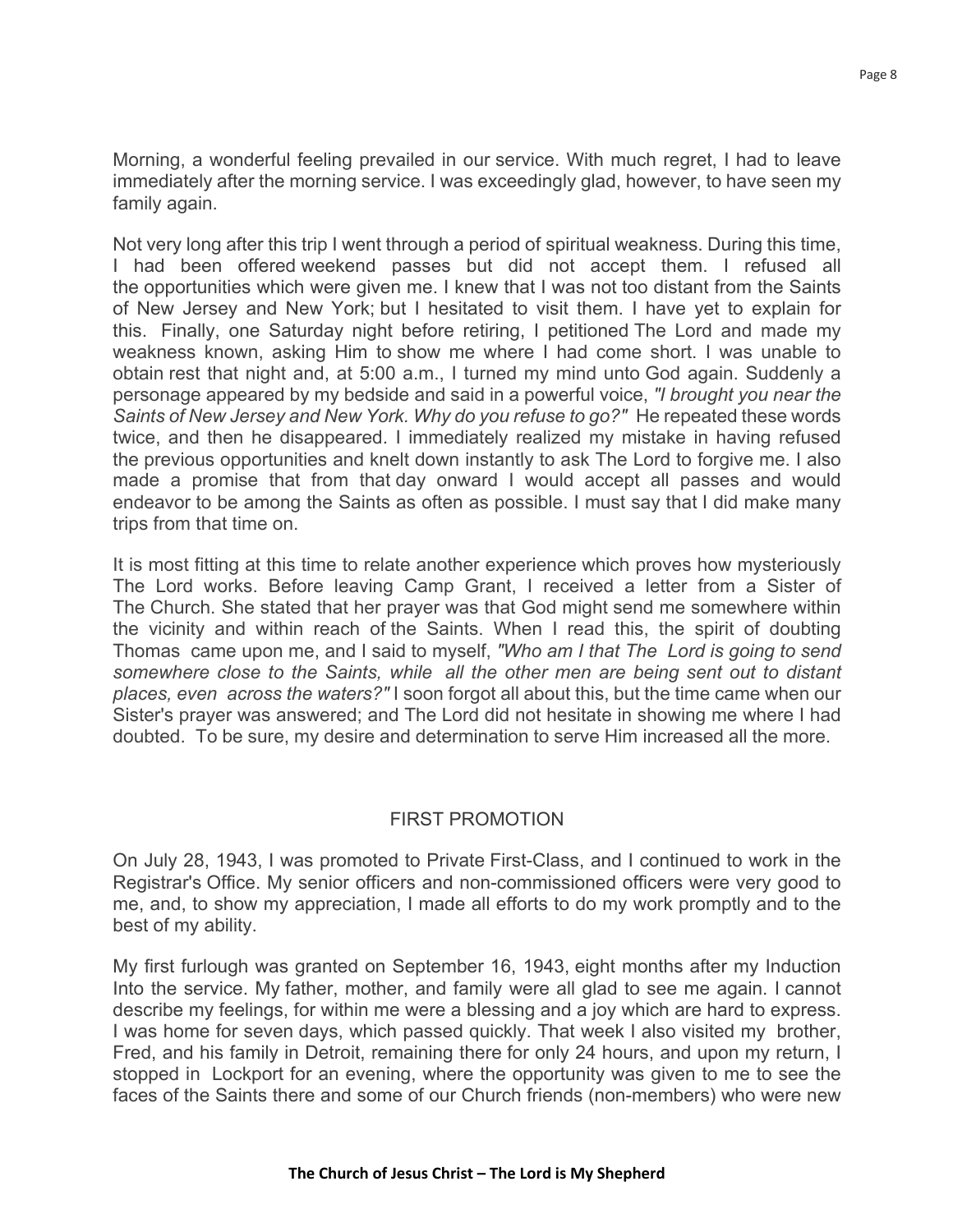Morning, a wonderful feeling prevailed in our service. With much regret, I had to leave immediately after the morning service. I was exceedingly glad, however, to have seen my family again.

Not very long after this trip I went through a period of spiritual weakness. During this time, I had been offered weekend passes but did not accept them. I refused all the opportunities which were given me. I knew that I was not too distant from the Saints of New Jersey and New York; but I hesitated to visit them. I have yet to explain for this. Finally, one Saturday night before retiring, I petitioned The Lord and made my weakness known, asking Him to show me where I had come short. I was unable to obtain rest that night and, at 5:00 a.m., I turned my mind unto God again. Suddenly a personage appeared by my bedside and said in a powerful voice, *"I brought you near the Saints of New Jersey and New York. Why do you refuse to go?"* He repeated these words twice, and then he disappeared. I immediately realized my mistake in having refused the previous opportunities and knelt down instantly to ask The Lord to forgive me. I also made a promise that from that day onward I would accept all passes and would endeavor to be among the Saints as often as possible. I must say that I did make many trips from that time on.

It is most fitting at this time to relate another experience which proves how mysteriously The Lord works. Before leaving Camp Grant, I received a letter from a Sister of The Church. She stated that her prayer was that God might send me somewhere within the vicinity and within reach of the Saints. When I read this, the spirit of doubting Thomas came upon me, and I said to myself, *"Who am I that The Lord is going to send somewhere close to the Saints, while all the other men are being sent out to distant places, even across the waters?"* I soon forgot all about this, but the time came when our Sister's prayer was answered; and The Lord did not hesitate in showing me where I had doubted. To be sure, my desire and determination to serve Him increased all the more.

## FIRST PROMOTION

On July 28, 1943, I was promoted to Private First-Class, and I continued to work in the Registrar's Office. My senior officers and non-commissioned officers were very good to me, and, to show my appreciation, I made all efforts to do my work promptly and to the best of my ability.

My first furlough was granted on September 16, 1943, eight months after my Induction Into the service. My father, mother, and family were all glad to see me again. I cannot describe my feelings, for within me were a blessing and a joy which are hard to express. I was home for seven days, which passed quickly. That week I also visited my brother, Fred, and his family in Detroit, remaining there for only 24 hours, and upon my return, I stopped in Lockport for an evening, where the opportunity was given to me to see the faces of the Saints there and some of our Church friends (non-members) who were new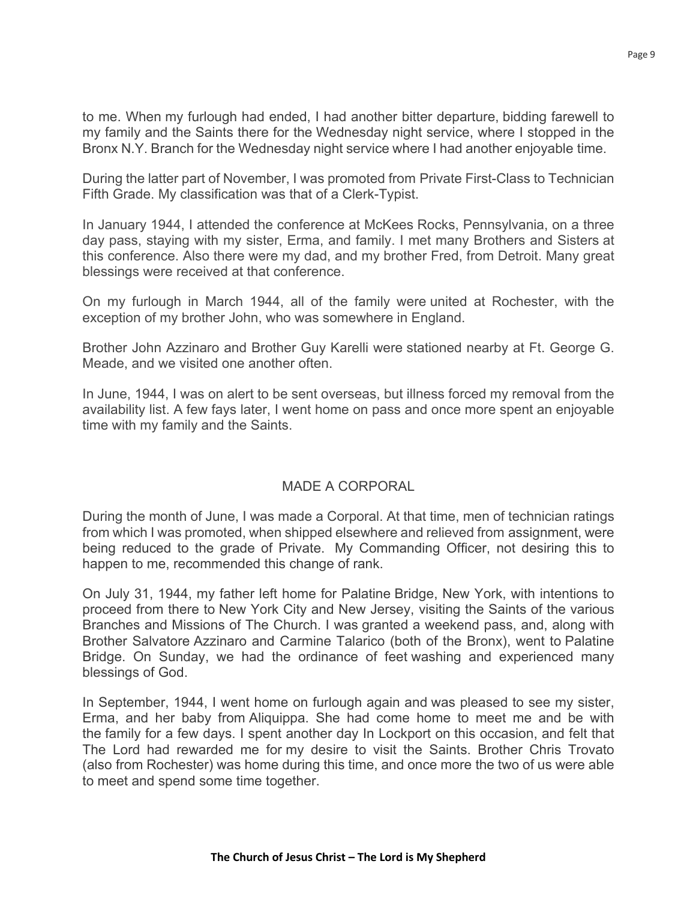to me. When my furlough had ended, I had another bitter departure, bidding farewell to my family and the Saints there for the Wednesday night service, where I stopped in the Bronx N.Y. Branch for the Wednesday night service where I had another enjoyable time.

During the latter part of November, I was promoted from Private First-Class to Technician Fifth Grade. My classification was that of a Clerk-Typist.

In January 1944, I attended the conference at McKees Rocks, Pennsylvania, on a three day pass, staying with my sister, Erma, and family. I met many Brothers and Sisters at this conference. Also there were my dad, and my brother Fred, from Detroit. Many great blessings were received at that conference.

On my furlough in March 1944, all of the family were united at Rochester, with the exception of my brother John, who was somewhere in England.

Brother John Azzinaro and Brother Guy Karelli were stationed nearby at Ft. George G. Meade, and we visited one another often.

In June, 1944, I was on alert to be sent overseas, but illness forced my removal from the availability list. A few fays later, I went home on pass and once more spent an enjoyable time with my family and the Saints.

## MADE A CORPORAL

During the month of June, I was made a Corporal. At that time, men of technician ratings from which I was promoted, when shipped elsewhere and relieved from assignment, were being reduced to the grade of Private. My Commanding Officer, not desiring this to happen to me, recommended this change of rank.

On July 31, 1944, my father left home for Palatine Bridge, New York, with intentions to proceed from there to New York City and New Jersey, visiting the Saints of the various Branches and Missions of The Church. I was granted a weekend pass, and, along with Brother Salvatore Azzinaro and Carmine Talarico (both of the Bronx), went to Palatine Bridge. On Sunday, we had the ordinance of feet washing and experienced many blessings of God.

In September, 1944, I went home on furlough again and was pleased to see my sister, Erma, and her baby from Aliquippa. She had come home to meet me and be with the family for a few days. I spent another day In Lockport on this occasion, and felt that The Lord had rewarded me for my desire to visit the Saints. Brother Chris Trovato (also from Rochester) was home during this time, and once more the two of us were able to meet and spend some time together.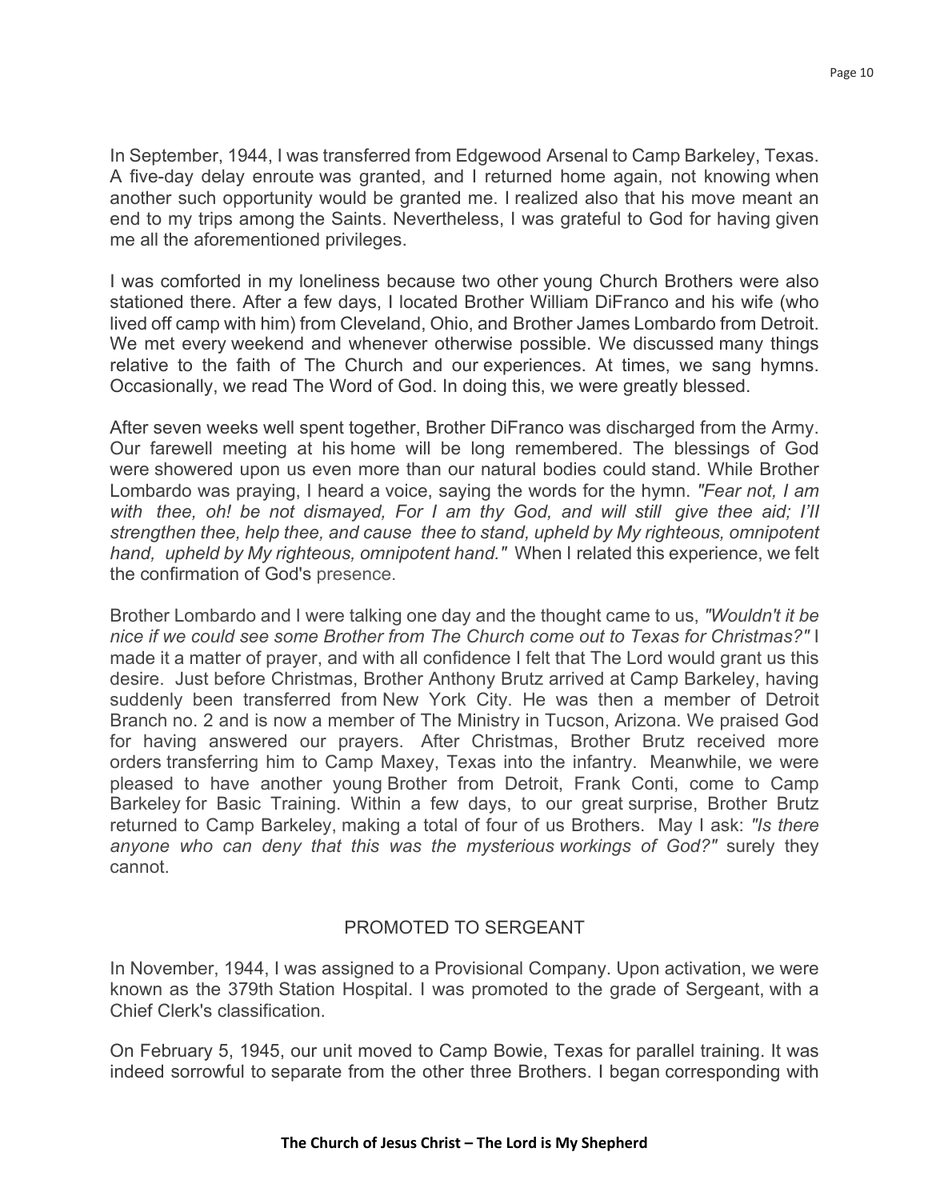In September, 1944, I was transferred from Edgewood Arsenal to Camp Barkeley, Texas. A five-day delay enroute was granted, and I returned home again, not knowing when another such opportunity would be granted me. I realized also that his move meant an end to my trips among the Saints. Nevertheless, I was grateful to God for having given me all the aforementioned privileges.

I was comforted in my loneliness because two other young Church Brothers were also stationed there. After a few days, I located Brother William DiFranco and his wife (who lived off camp with him) from Cleveland, Ohio, and Brother James Lombardo from Detroit. We met every weekend and whenever otherwise possible. We discussed many things relative to the faith of The Church and our experiences. At times, we sang hymns. Occasionally, we read The Word of God. In doing this, we were greatly blessed.

After seven weeks well spent together, Brother DiFranco was discharged from the Army. Our farewell meeting at his home will be long remembered. The blessings of God were showered upon us even more than our natural bodies could stand. While Brother Lombardo was praying, I heard a voice, saying the words for the hymn. *"Fear not, I am with thee, oh! be not dismayed, For I am thy God, and will still give thee aid; I'll strengthen thee, help thee, and cause thee to stand, upheld by My righteous, omnipotent hand, upheld by My righteous, omnipotent hand."* When I related this experience, we felt the confirmation of God's presence.

Brother Lombardo and I were talking one day and the thought came to us, *"Wouldn't it be nice if we could see some Brother from The Church come out to Texas for Christmas?"* I made it a matter of prayer, and with all confidence I felt that The Lord would grant us this desire. Just before Christmas, Brother Anthony Brutz arrived at Camp Barkeley, having suddenly been transferred from New York City. He was then a member of Detroit Branch no. 2 and is now a member of The Ministry in Tucson, Arizona. We praised God for having answered our prayers. After Christmas, Brother Brutz received more orders transferring him to Camp Maxey, Texas into the infantry. Meanwhile, we were pleased to have another young Brother from Detroit, Frank Conti, come to Camp Barkeley for Basic Training. Within a few days, to our great surprise, Brother Brutz returned to Camp Barkeley, making a total of four of us Brothers. May I ask: *"Is there anyone who can deny that this was the mysterious workings of God?"* surely they cannot.

## PROMOTED TO SERGEANT

In November, 1944, I was assigned to a Provisional Company. Upon activation, we were known as the 379th Station Hospital. I was promoted to the grade of Sergeant, with a Chief Clerk's classification.

On February 5, 1945, our unit moved to Camp Bowie, Texas for parallel training. It was indeed sorrowful to separate from the other three Brothers. I began corresponding with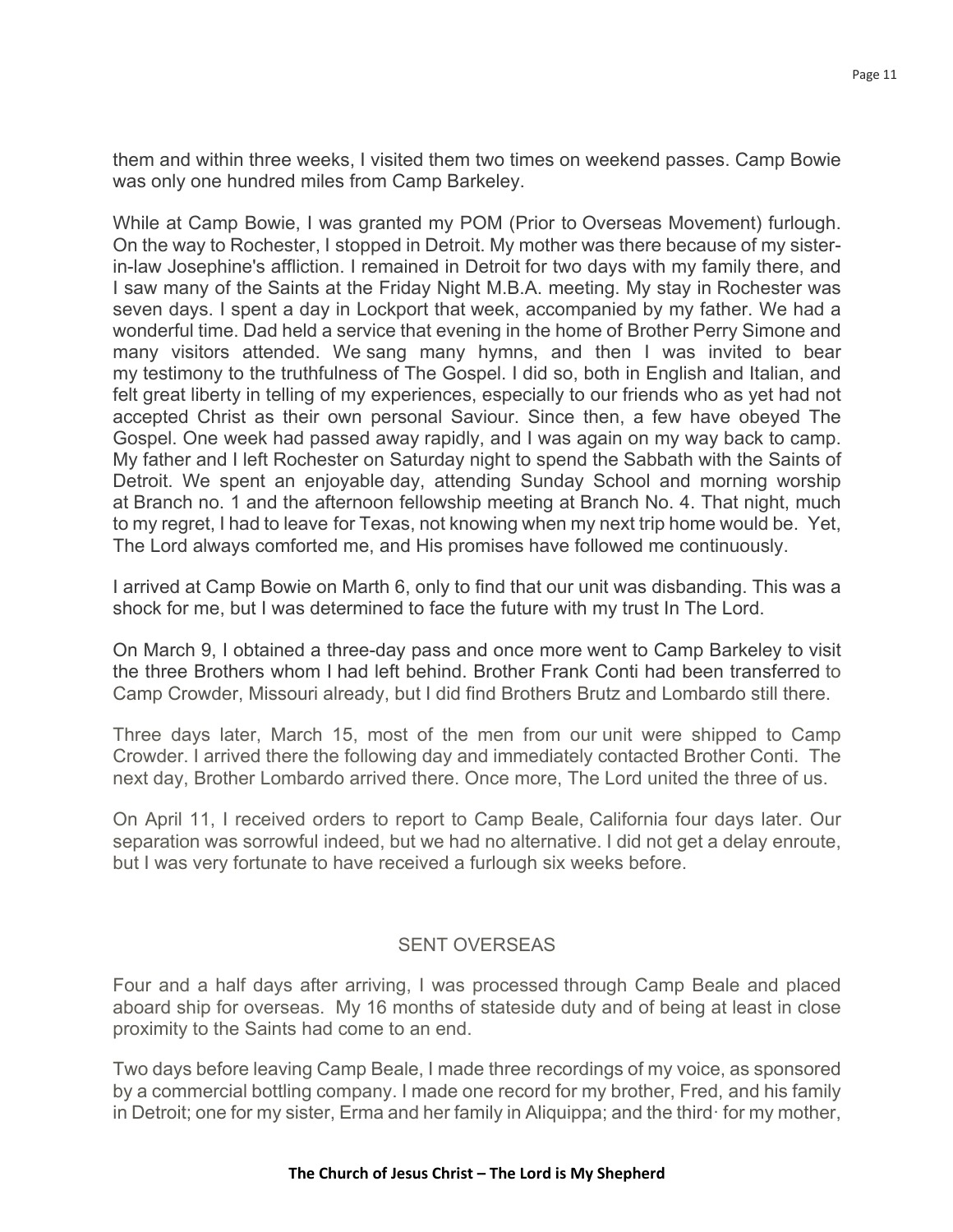them and within three weeks, I visited them two times on weekend passes. Camp Bowie was only one hundred miles from Camp Barkeley.

While at Camp Bowie, I was granted my POM (Prior to Overseas Movement) furlough. On the way to Rochester, I stopped in Detroit. My mother was there because of my sister-in-law Josephine's affliction. I remained in Detroit for two days with my family there, and I saw many of the Saints at the Friday Night M.B.A. meeting. My stay in Rochester was seven days. I spent a day in Lockport that week, accompanied by my father. We had a wonderful time. Dad held a service that evening in the home of Brother Perry Simone and many visitors attended. We sang many hymns, and then I was invited to bear my testimony to the truthfulness of The Gospel. I did so, both in English and Italian, and felt great liberty in telling of my experiences, especially to our friends who as yet had not accepted Christ as their own personal Saviour. Since then, a few have obeyed The Gospel. One week had passed away rapidly, and I was again on my way back to camp. My father and I left Rochester on Saturday night to spend the Sabbath with the Saints of Detroit. We spent an enjoyable day, attending Sunday School and morning worship at Branch no. 1 and the afternoon fellowship meeting at Branch No. 4. That night, much to my regret, I had to leave for Texas, not knowing when my next trip home would be. Yet, The Lord always comforted me, and His promises have followed me continuously.

I arrived at Camp Bowie on Marth 6, only to find that our unit was disbanding. This was a shock for me, but I was determined to face the future with my trust In The Lord.

On March 9, I obtained a three-day pass and once more went to Camp Barkeley to visit the three Brothers whom I had left behind. Brother Frank Conti had been transferred to Camp Crowder, Missouri already, but I did find Brothers Brutz and Lombardo still there.

Three days later, March 15, most of the men from our unit were shipped to Camp Crowder. I arrived there the following day and immediately contacted Brother Conti. The next day, Brother Lombardo arrived there. Once more, The Lord united the three of us.

On April 11, I received orders to report to Camp Beale, California four days later. Our separation was sorrowful indeed, but we had no alternative. I did not get a delay enroute, but I was very fortunate to have received a furlough six weeks before.

## SENT OVERSEAS

Four and a half days after arriving, I was processed through Camp Beale and placed aboard ship for overseas. My 16 months of stateside duty and of being at least in close proximity to the Saints had come to an end.

Two days before leaving Camp Beale, I made three recordings of my voice, as sponsored by a commercial bottling company. I made one record for my brother, Fred, and his family in Detroit; one for my sister, Erma and her family in Aliquippa; and the third· for my mother,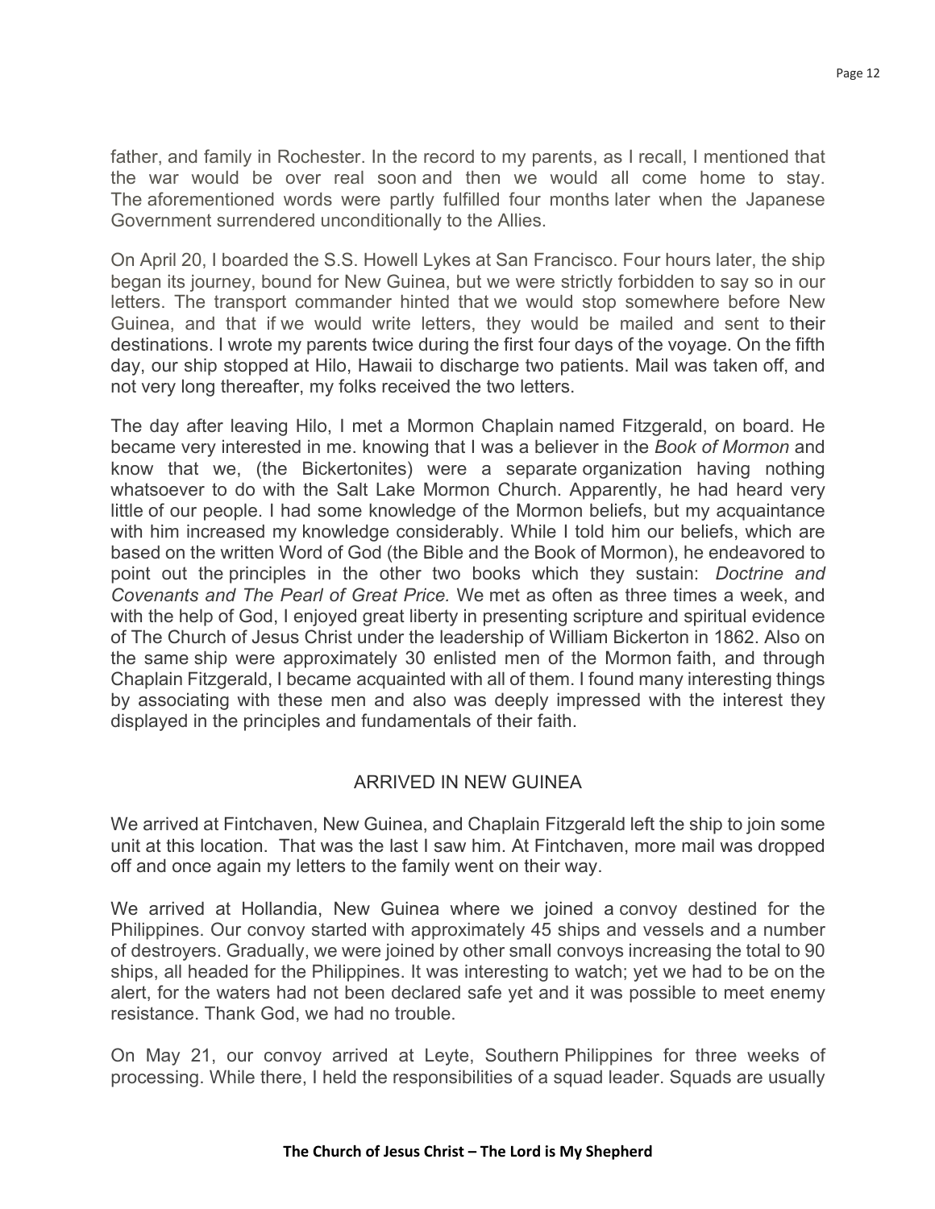father, and family in Rochester. In the record to my parents, as I recall, I mentioned that the war would be over real soon and then we would all come home to stay. The aforementioned words were partly fulfilled four months later when the Japanese Government surrendered unconditionally to the Allies.

On April 20, I boarded the S.S. Howell Lykes at San Francisco. Four hours later, the ship began its journey, bound for New Guinea, but we were strictly forbidden to say so in our letters. The transport commander hinted that we would stop somewhere before New Guinea, and that if we would write letters, they would be mailed and sent to their destinations. I wrote my parents twice during the first four days of the voyage. On the fifth day, our ship stopped at Hilo, Hawaii to discharge two patients. Mail was taken off, and not very long thereafter, my folks received the two letters.

The day after leaving Hilo, I met a Mormon Chaplain named Fitzgerald, on board. He became very interested in me. knowing that I was a believer in the *Book of Mormon* and know that we, (the Bickertonites) were a separate organization having nothing whatsoever to do with the Salt Lake Mormon Church. Apparently, he had heard very little of our people. I had some knowledge of the Mormon beliefs, but my acquaintance with him increased my knowledge considerably. While I told him our beliefs, which are based on the written Word of God (the Bible and the Book of Mormon), he endeavored to point out the principles in the other two books which they sustain: *Doctrine and Covenants and The Pearl of Great Price.* We met as often as three times a week, and with the help of God, I enjoyed great liberty in presenting scripture and spiritual evidence of The Church of Jesus Christ under the leadership of William Bickerton in 1862. Also on the same ship were approximately 30 enlisted men of the Mormon faith, and through Chaplain Fitzgerald, I became acquainted with all of them. I found many interesting things by associating with these men and also was deeply impressed with the interest they displayed in the principles and fundamentals of their faith.

## ARRIVED IN NEW GUINEA

We arrived at Fintchaven, New Guinea, and Chaplain Fitzgerald left the ship to join some unit at this location. That was the last I saw him. At Fintchaven, more mail was dropped off and once again my letters to the family went on their way.

We arrived at Hollandia, New Guinea where we joined a convoy destined for the Philippines. Our convoy started with approximately 45 ships and vessels and a number of destroyers. Gradually, we were joined by other small convoys increasing the total to 90 ships, all headed for the Philippines. It was interesting to watch; yet we had to be on the alert, for the waters had not been declared safe yet and it was possible to meet enemy resistance. Thank God, we had no trouble.

On May 21, our convoy arrived at Leyte, Southern Philippines for three weeks of processing. While there, I held the responsibilities of a squad leader. Squads are usually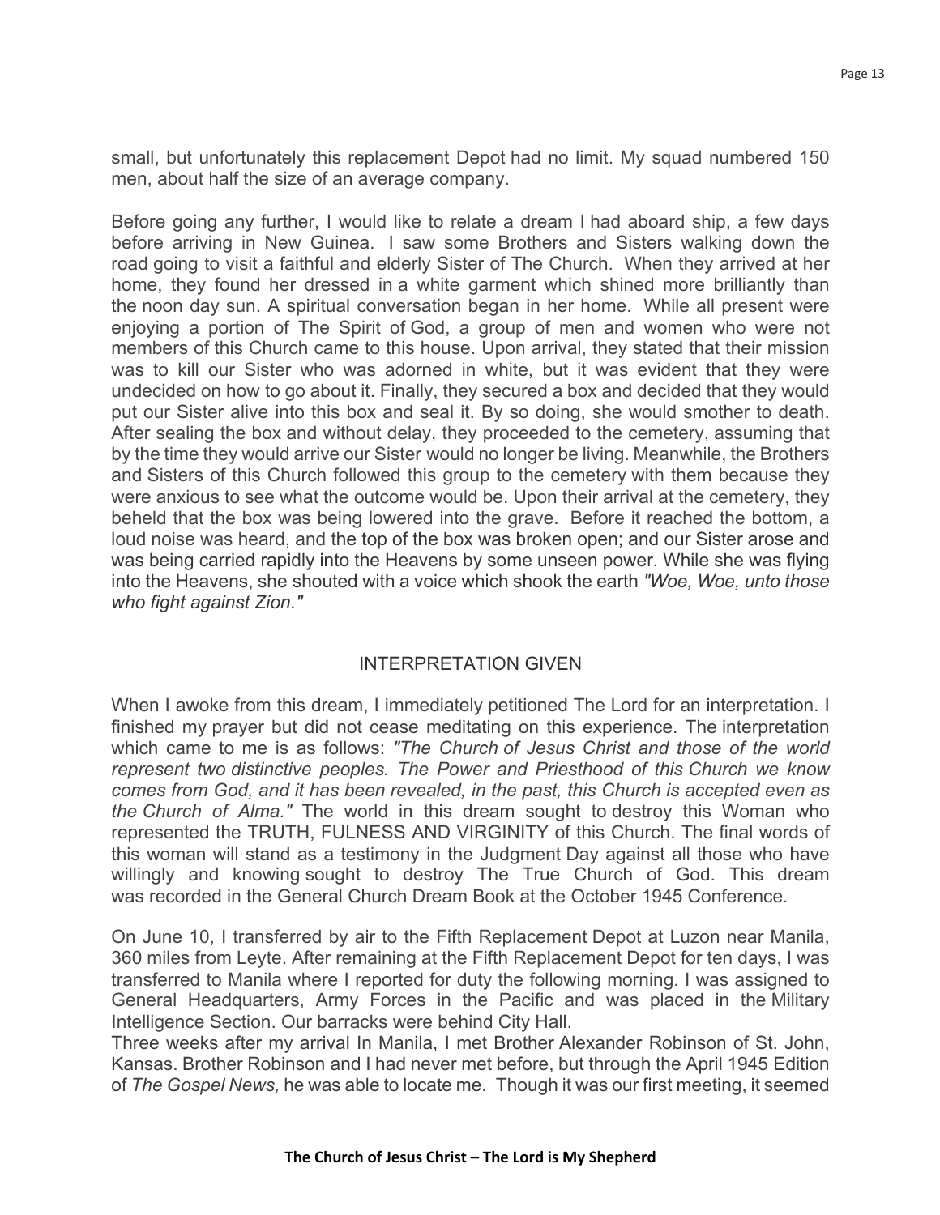small, but unfortunately this replacement Depot had no limit. My squad numbered 150 men, about half the size of an average company.

Before going any further, I would like to relate a dream I had aboard ship, a few days before arriving in New Guinea. I saw some Brothers and Sisters walking down the road going to visit a faithful and elderly Sister of The Church. When they arrived at her home, they found her dressed in a white garment which shined more brilliantly than the noon day sun. A spiritual conversation began in her home. While all present were enjoying a portion of The Spirit of God, a group of men and women who were not members of this Church came to this house. Upon arrival, they stated that their mission was to kill our Sister who was adorned in white, but it was evident that they were undecided on how to go about it. Finally, they secured a box and decided that they would put our Sister alive into this box and seal it. By so doing, she would smother to death. After sealing the box and without delay, they proceeded to the cemetery, assuming that by the time they would arrive our Sister would no longer be living. Meanwhile, the Brothers and Sisters of this Church followed this group to the cemetery with them because they were anxious to see what the outcome would be. Upon their arrival at the cemetery, they beheld that the box was being lowered into the grave. Before it reached the bottom, a loud noise was heard, and the top of the box was broken open; and our Sister arose and was being carried rapidly into the Heavens by some unseen power. While she was flying into the Heavens, she shouted with a voice which shook the earth *"Woe, Woe, unto those who fight against Zion."*

## INTERPRETATION GIVEN

When I awoke from this dream, I immediately petitioned The Lord for an interpretation. I finished my prayer but did not cease meditating on this experience. The interpretation which came to me is as follows: *"The Church of Jesus Christ and those of the world represent two distinctive peoples. The Power and Priesthood of this Church we know comes from God, and it has been revealed, in the past, this Church is accepted even as the Church of Alma."* The world in this dream sought to destroy this Woman who represented the TRUTH, FULNESS AND VIRGINITY of this Church. The final words of this woman will stand as a testimony in the Judgment Day against all those who have willingly and knowing sought to destroy The True Church of God. This dream was recorded in the General Church Dream Book at the October 1945 Conference.

On June 10, I transferred by air to the Fifth Replacement Depot at Luzon near Manila, 360 miles from Leyte. After remaining at the Fifth Replacement Depot for ten days, I was transferred to Manila where I reported for duty the following morning. I was assigned to General Headquarters, Army Forces in the Pacific and was placed in the Military Intelligence Section. Our barracks were behind City Hall.

Three weeks after my arrival In Manila, I met Brother Alexander Robinson of St. John, Kansas. Brother Robinson and I had never met before, but through the April 1945 Edition of *The Gospel News,* he was able to locate me. Though it was our first meeting, it seemed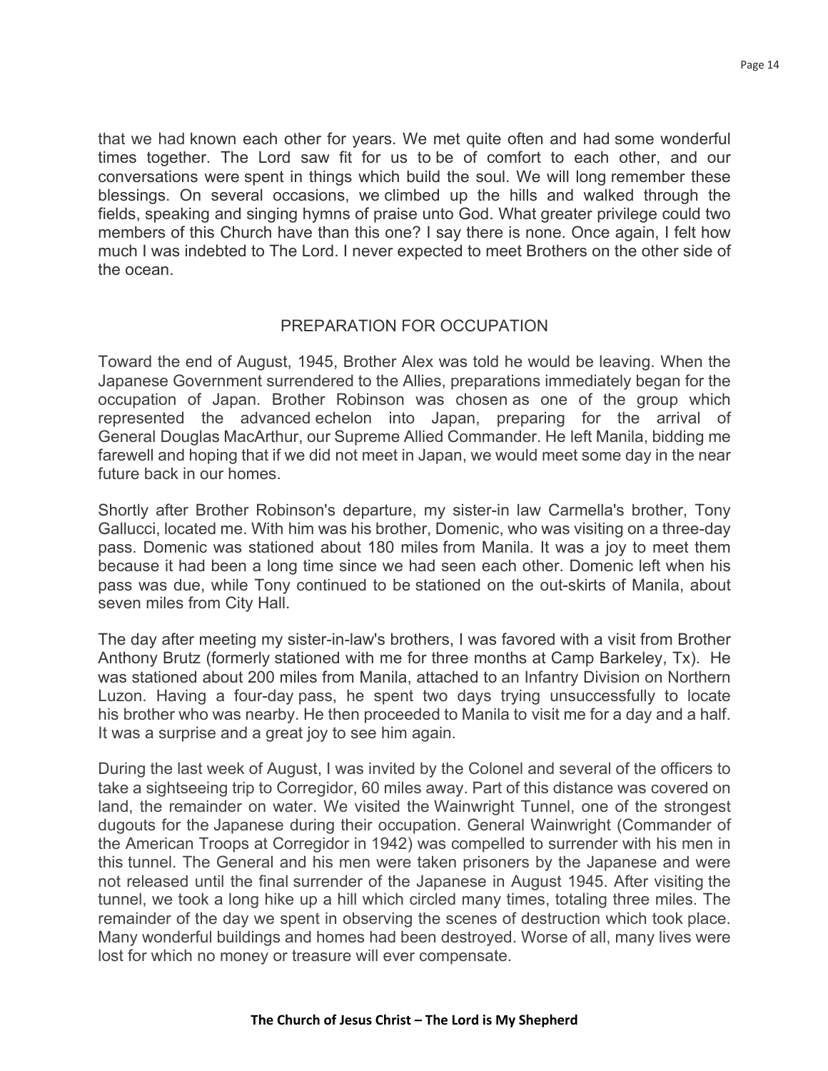that we had known each other for years. We met quite often and had some wonderful times together. The Lord saw fit for us to be of comfort to each other, and our conversations were spent in things which build the soul. We will long remember these blessings. On several occasions, we climbed up the hills and walked through the fields, speaking and singing hymns of praise unto God. What greater privilege could two members of this Church have than this one? I say there is none. Once again, I felt how much I was indebted to The Lord. I never expected to meet Brothers on the other side of the ocean.

## PREPARATION FOR OCCUPATION

Toward the end of August, 1945, Brother Alex was told he would be leaving. When the Japanese Government surrendered to the Allies, preparations immediately began for the occupation of Japan. Brother Robinson was chosen as one of the group which represented the advanced echelon into Japan, preparing for the arrival of General Douglas MacArthur, our Supreme Allied Commander. He left Manila, bidding me farewell and hoping that if we did not meet in Japan, we would meet some day in the near future back in our homes.

Shortly after Brother Robinson's departure, my sister-in law Carmella's brother, Tony Gallucci, located me. With him was his brother, Domenic, who was visiting on a three-day pass. Domenic was stationed about 180 miles from Manila. It was a joy to meet them because it had been a long time since we had seen each other. Domenic left when his pass was due, while Tony continued to be stationed on the out-skirts of Manila, about seven miles from City Hall.

The day after meeting my sister-in-law's brothers, I was favored with a visit from Brother Anthony Brutz (formerly stationed with me for three months at Camp Barkeley, Tx). He was stationed about 200 miles from Manila, attached to an Infantry Division on Northern Luzon. Having a four-day pass, he spent two days trying unsuccessfully to locate his brother who was nearby. He then proceeded to Manila to visit me for a day and a half. It was a surprise and a great joy to see him again.

During the last week of August, I was invited by the Colonel and several of the officers to take a sightseeing trip to Corregidor, 60 miles away. Part of this distance was covered on land, the remainder on water. We visited the Wainwright Tunnel, one of the strongest dugouts for the Japanese during their occupation. General Wainwright (Commander of the American Troops at Corregidor in 1942) was compelled to surrender with his men in this tunnel. The General and his men were taken prisoners by the Japanese and were not released until the final surrender of the Japanese in August 1945. After visiting the tunnel, we took a long hike up a hill which circled many times, totaling three miles. The remainder of the day we spent in observing the scenes of destruction which took place. Many wonderful buildings and homes had been destroyed. Worse of all, many lives were lost for which no money or treasure will ever compensate.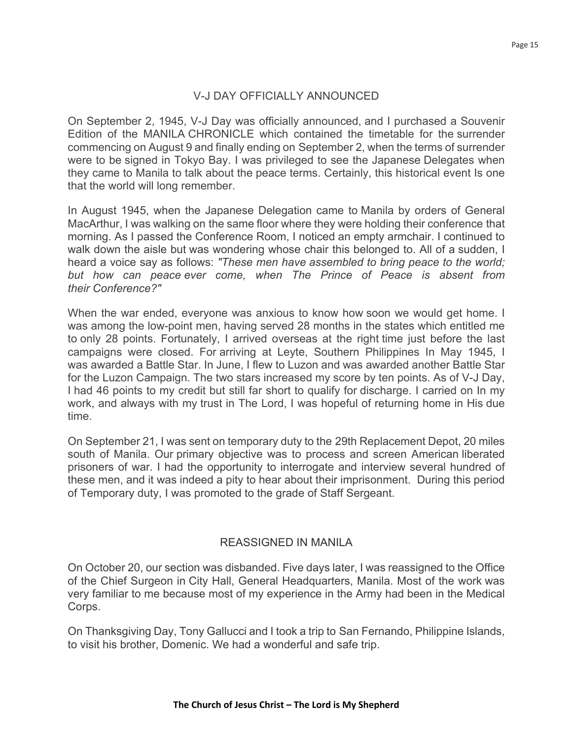## V-J DAY OFFICIALLY ANNOUNCED

On September 2, 1945, V-J Day was officially announced, and I purchased a Souvenir Edition of the MANILA CHRONICLE which contained the timetable for the surrender commencing on August 9 and finally ending on September 2, when the terms of surrender were to be signed in Tokyo Bay. I was privileged to see the Japanese Delegates when they came to Manila to talk about the peace terms. Certainly, this historical event Is one that the world will long remember.

In August 1945, when the Japanese Delegation came to Manila by orders of General MacArthur, I was walking on the same floor where they were holding their conference that morning. As I passed the Conference Room, I noticed an empty armchair. I continued to walk down the aisle but was wondering whose chair this belonged to. All of a sudden, I heard a voice say as follows: *"These men have assembled to bring peace to the world; but how can peace ever come, when The Prince of Peace is absent from their Conference?"*

When the war ended, everyone was anxious to know how soon we would get home. I was among the low-point men, having served 28 months in the states which entitled me to only 28 points. Fortunately, I arrived overseas at the right time just before the last campaigns were closed. For arriving at Leyte, Southern Philippines In May 1945, I was awarded a Battle Star. In June, I flew to Luzon and was awarded another Battle Star for the Luzon Campaign. The two stars increased my score by ten points. As of V-J Day, I had 46 points to my credit but still far short to qualify for discharge. I carried on In my work, and always with my trust in The Lord, I was hopeful of returning home in His due time.

On September 21, I was sent on temporary duty to the 29th Replacement Depot, 20 miles south of Manila. Our primary objective was to process and screen American liberated prisoners of war. I had the opportunity to interrogate and interview several hundred of these men, and it was indeed a pity to hear about their imprisonment. During this period of Temporary duty, I was promoted to the grade of Staff Sergeant.

## REASSIGNED IN MANILA

On October 20, our section was disbanded. Five days later, I was reassigned to the Office of the Chief Surgeon in City Hall, General Headquarters, Manila. Most of the work was very familiar to me because most of my experience in the Army had been in the Medical Corps.

On Thanksgiving Day, Tony Gallucci and I took a trip to San Fernando, Philippine Islands, to visit his brother, Domenic. We had a wonderful and safe trip.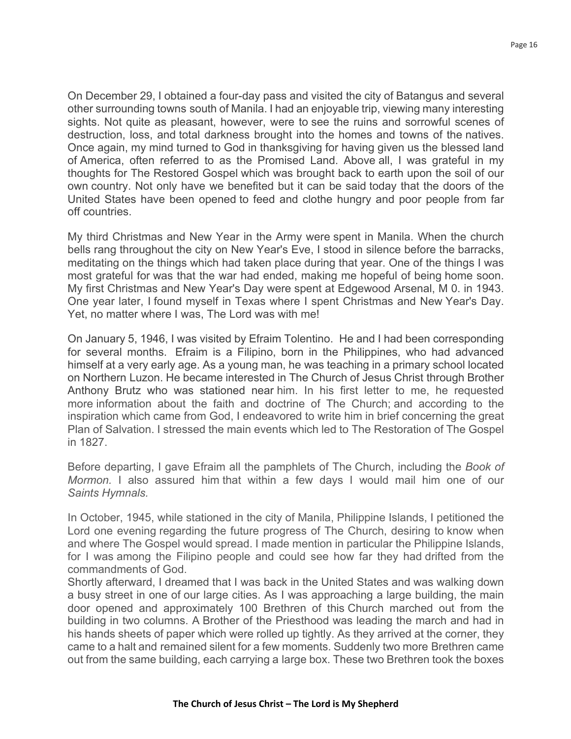On December 29, I obtained a four-day pass and visited the city of Batangus and several other surrounding towns south of Manila. I had an enjoyable trip, viewing many interesting sights. Not quite as pleasant, however, were to see the ruins and sorrowful scenes of destruction, loss, and total darkness brought into the homes and towns of the natives. Once again, my mind turned to God in thanksgiving for having given us the blessed land of America, often referred to as the Promised Land. Above all, I was grateful in my thoughts for The Restored Gospel which was brought back to earth upon the soil of our own country. Not only have we benefited but it can be said today that the doors of the United States have been opened to feed and clothe hungry and poor people from far off countries.

My third Christmas and New Year in the Army were spent in Manila. When the church bells rang throughout the city on New Year's Eve, I stood in silence before the barracks, meditating on the things which had taken place during that year. One of the things I was most grateful for was that the war had ended, making me hopeful of being home soon. My first Christmas and New Year's Day were spent at Edgewood Arsenal, M 0. in 1943. One year later, I found myself in Texas where I spent Christmas and New Year's Day. Yet, no matter where I was, The Lord was with me!

On January 5, 1946, I was visited by Efraim Tolentino. He and I had been corresponding for several months. Efraim is a Filipino, born in the Philippines, who had advanced himself at a very early age. As a young man, he was teaching in a primary school located on Northern Luzon. He became interested in The Church of Jesus Christ through Brother Anthony Brutz who was stationed near him. In his first letter to me, he requested more information about the faith and doctrine of The Church; and according to the inspiration which came from God, I endeavored to write him in brief concerning the great Plan of Salvation. I stressed the main events which led to The Restoration of The Gospel in 1827.

Before departing, I gave Efraim all the pamphlets of The Church, including the *Book of Mormon.* I also assured him that within a few days I would mail him one of our *Saints Hymnals.*

In October, 1945, while stationed in the city of Manila, Philippine Islands, I petitioned the Lord one evening regarding the future progress of The Church, desiring to know when and where The Gospel would spread. I made mention in particular the Philippine Islands, for I was among the Filipino people and could see how far they had drifted from the commandments of God.

Shortly afterward, I dreamed that I was back in the United States and was walking down a busy street in one of our large cities. As I was approaching a large building, the main door opened and approximately 100 Brethren of this Church marched out from the building in two columns. A Brother of the Priesthood was leading the march and had in his hands sheets of paper which were rolled up tightly. As they arrived at the corner, they came to a halt and remained silent for a few moments. Suddenly two more Brethren came out from the same building, each carrying a large box. These two Brethren took the boxes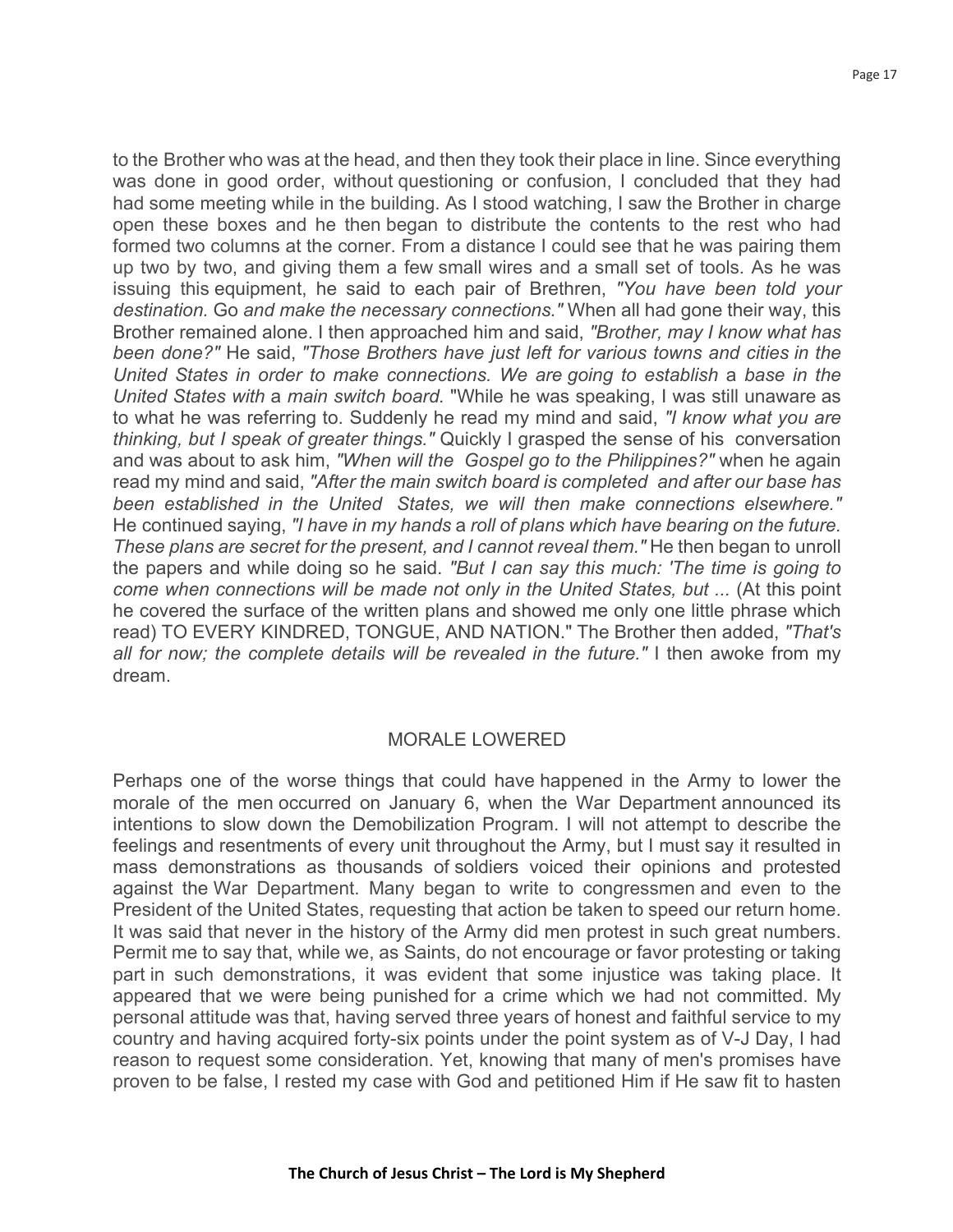to the Brother who was at the head, and then they took their place in line. Since everything was done in good order, without questioning or confusion, I concluded that they had had some meeting while in the building. As I stood watching, I saw the Brother in charge open these boxes and he then began to distribute the contents to the rest who had formed two columns at the corner. From a distance I could see that he was pairing them up two by two, and giving them a few small wires and a small set of tools. As he was issuing this equipment, he said to each pair of Brethren, *"You have been told your destination.* Go *and make the necessary connections."* When all had gone their way, this Brother remained alone. I then approached him and said, *"Brother, may I know what has been done?"* He said, *"Those Brothers have just left for various towns and cities in the United States in order to make connections. We are going to establish* a *base in the United States with* a *main switch board.* "While he was speaking, I was still unaware as to what he was referring to. Suddenly he read my mind and said, *"I know what you are thinking, but I speak of greater things."* Quickly I grasped the sense of his conversation and was about to ask him, *"When will the Gospel go to the Philippines?"* when he again read my mind and said, *"After the main switch board is completed and after our base has been established in the United States, we will then make connections elsewhere."* He continued saying, *"I have in my hands* a *roll of plans which have bearing on the future. These plans are secret for the present, and I cannot reveal them."* He then began to unroll the papers and while doing so he said. *"But I can say this much: 'The time is going to come when connections will be made not only in the United States, but ...* (At this point he covered the surface of the written plans and showed me only one little phrase which read) TO EVERY KINDRED, TONGUE, AND NATION." The Brother then added, *"That's all for now; the complete details will be revealed in the future."* I then awoke from my dream.

## MORALE LOWERED

Perhaps one of the worse things that could have happened in the Army to lower the morale of the men occurred on January 6, when the War Department announced its intentions to slow down the Demobilization Program. I will not attempt to describe the feelings and resentments of every unit throughout the Army, but I must say it resulted in mass demonstrations as thousands of soldiers voiced their opinions and protested against the War Department. Many began to write to congressmen and even to the President of the United States, requesting that action be taken to speed our return home. It was said that never in the history of the Army did men protest in such great numbers. Permit me to say that, while we, as Saints, do not encourage or favor protesting or taking part in such demonstrations, it was evident that some injustice was taking place. It appeared that we were being punished for a crime which we had not committed. My personal attitude was that, having served three years of honest and faithful service to my country and having acquired forty-six points under the point system as of V-J Day, I had reason to request some consideration. Yet, knowing that many of men's promises have proven to be false, I rested my case with God and petitioned Him if He saw fit to hasten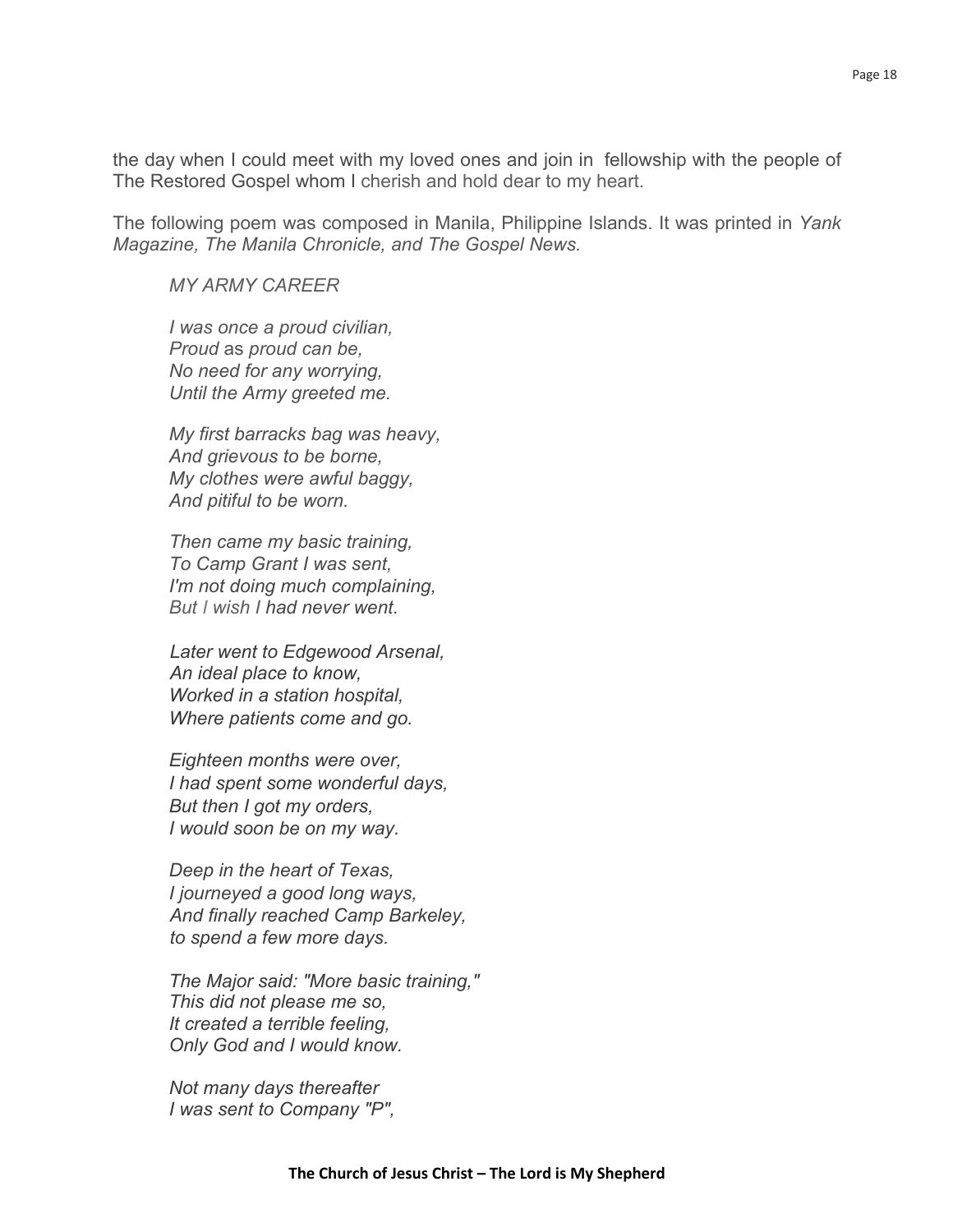the day when I could meet with my loved ones and join in fellowship with the people of The Restored Gospel whom I cherish and hold dear to my heart.

The following poem was composed in Manila, Philippine Islands. It was printed in *Yank Magazine, The Manila Chronicle, and The Gospel News.*

*MY ARMY CAREER*

*I was once a proud civilian,*
*Proud* as *proud can be,*
*No need for any worrying,*
*Until the Army greeted me.*

*My first barracks bag was heavy,*
*And grievous to be borne,*
*My clothes were awful baggy,*
*And pitiful to be worn.*

*Then came my basic training,*
*To Camp Grant I was sent,*
*I'm not doing much complaining,*
*But I wish I had never went.*

*Later went to Edgewood Arsenal,*
*An ideal place to know,*
*Worked in a station hospital,*
*Where patients come and go.*

*Eighteen months were over,*
*I had spent some wonderful days,*
*But then I got my orders,*
*I would soon be on my way.*

*Deep in the heart of Texas,*
*I journeyed a good long ways,*
*And finally reached Camp Barkeley,*
*to spend a few more days.*

*The Major said: "More basic training,"*
*This did not please me so,*
*It created a terrible feeling,*
*Only God and I would know.*

*Not many days thereafter*
*I was sent to Company "P",*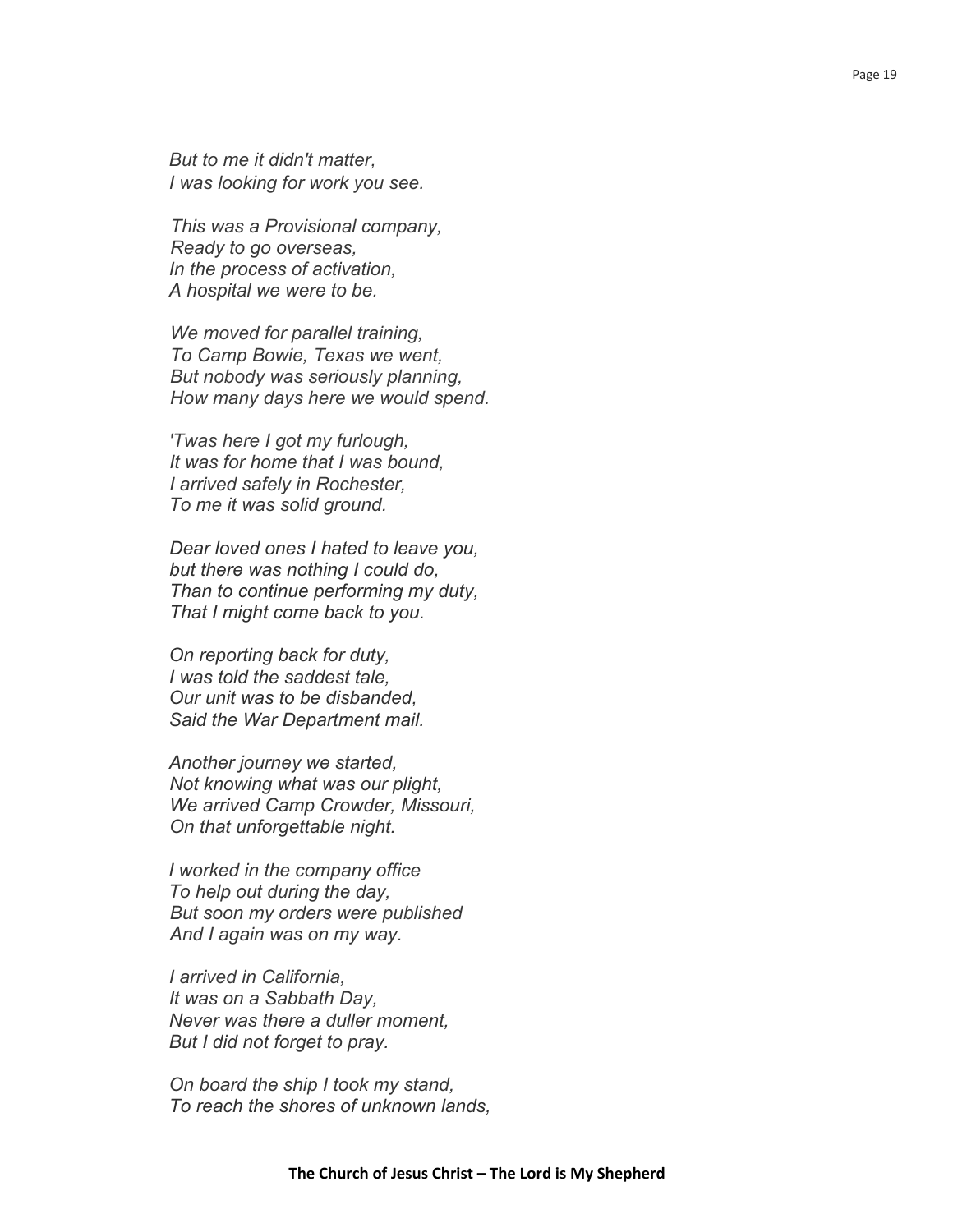*But to me it didn't matter,*
*I was looking for work you see.*

*This was a Provisional company,*
*Ready to go overseas,*
*In the process of activation,*
*A hospital we were to be.*

*We moved for parallel training,*
*To Camp Bowie, Texas we went,*
*But nobody was seriously planning,*
*How many days here we would spend.*

*'Twas here I got my furlough,*
*It was for home that I was bound,*
*I arrived safely in Rochester,*
*To me it was solid ground.*

*Dear loved ones I hated to leave you,*
*but there was nothing I could do,*
*Than to continue performing my duty,*
*That I might come back to you.*

*On reporting back for duty,*
*I was told the saddest tale,*
*Our unit was to be disbanded,*
*Said the War Department mail.*

*Another journey we started,*
*Not knowing what was our plight,*
*We arrived Camp Crowder, Missouri,*
*On that unforgettable night.*

*I worked in the company office*
*To help out during the day,*
*But soon my orders were published*
*And I again was on my way.*

*I arrived in California,*
*It was on a Sabbath Day,*
*Never was there a duller moment,*
*But I did not forget to pray.*

*On board the ship I took my stand,*
*To reach the shores of unknown lands,*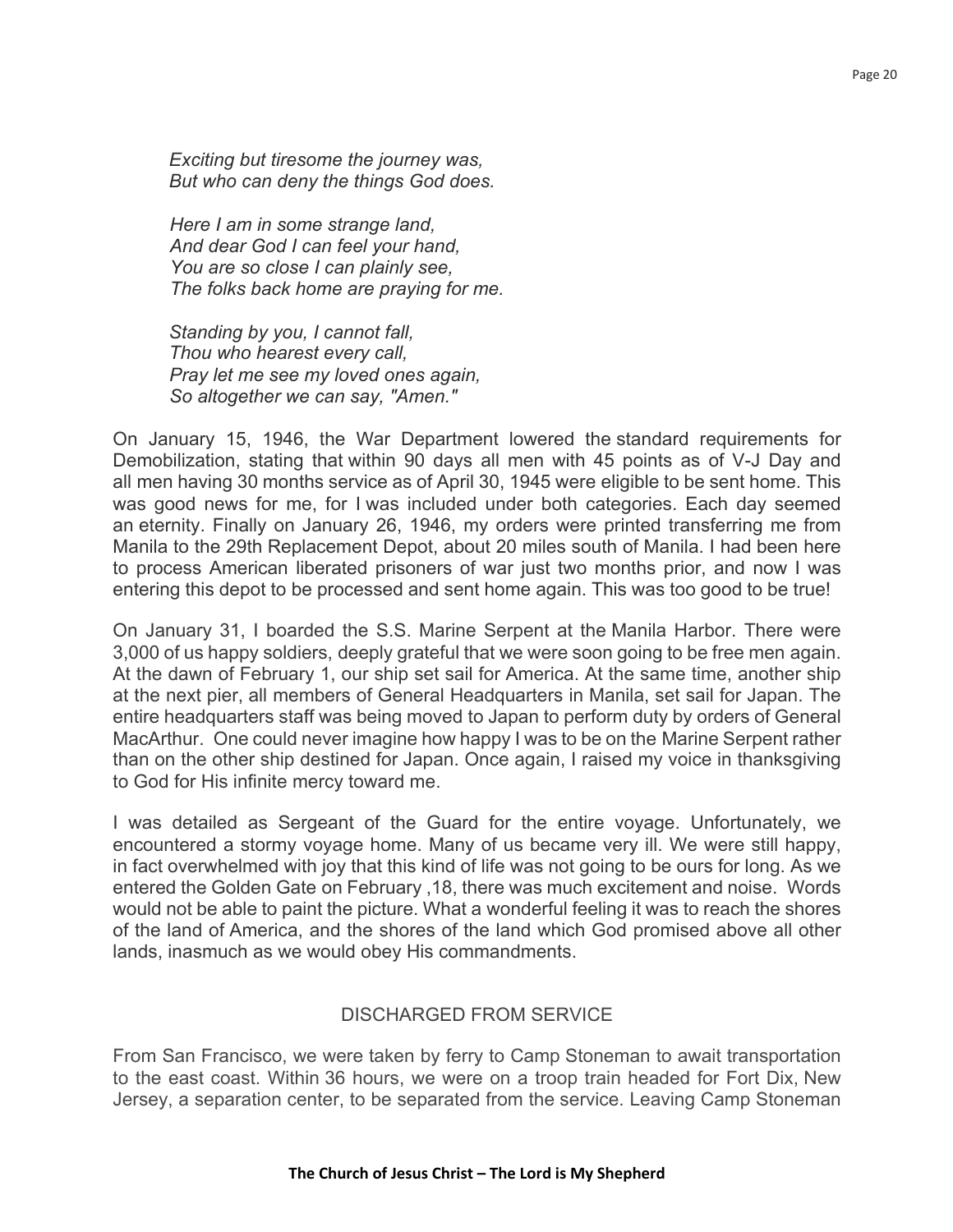*Exciting but tiresome the journey was,*
*But who can deny the things God does.*

*Here I am in some strange land,*
*And dear God I can feel your hand,*
*You are so close I can plainly see,*
*The folks back home are praying for me.*

*Standing by you, I cannot fall,*
*Thou who hearest every call,*
*Pray let me see my loved ones again,*
*So altogether we can say, "Amen."*

On January 15, 1946, the War Department lowered the standard requirements for Demobilization, stating that within 90 days all men with 45 points as of V-J Day and all men having 30 months service as of April 30, 1945 were eligible to be sent home. This was good news for me, for I was included under both categories. Each day seemed an eternity. Finally on January 26, 1946, my orders were printed transferring me from Manila to the 29th Replacement Depot, about 20 miles south of Manila. I had been here to process American liberated prisoners of war just two months prior, and now I was entering this depot to be processed and sent home again. This was too good to be true!

On January 31, I boarded the S.S. Marine Serpent at the Manila Harbor. There were 3,000 of us happy soldiers, deeply grateful that we were soon going to be free men again. At the dawn of February 1, our ship set sail for America. At the same time, another ship at the next pier, all members of General Headquarters in Manila, set sail for Japan. The entire headquarters staff was being moved to Japan to perform duty by orders of General MacArthur. One could never imagine how happy I was to be on the Marine Serpent rather than on the other ship destined for Japan. Once again, I raised my voice in thanksgiving to God for His infinite mercy toward me.

I was detailed as Sergeant of the Guard for the entire voyage. Unfortunately, we encountered a stormy voyage home. Many of us became very ill. We were still happy, in fact overwhelmed with joy that this kind of life was not going to be ours for long. As we entered the Golden Gate on February ,18, there was much excitement and noise. Words would not be able to paint the picture. What a wonderful feeling it was to reach the shores of the land of America, and the shores of the land which God promised above all other lands, inasmuch as we would obey His commandments.

## DISCHARGED FROM SERVICE

From San Francisco, we were taken by ferry to Camp Stoneman to await transportation to the east coast. Within 36 hours, we were on a troop train headed for Fort Dix, New Jersey, a separation center, to be separated from the service. Leaving Camp Stoneman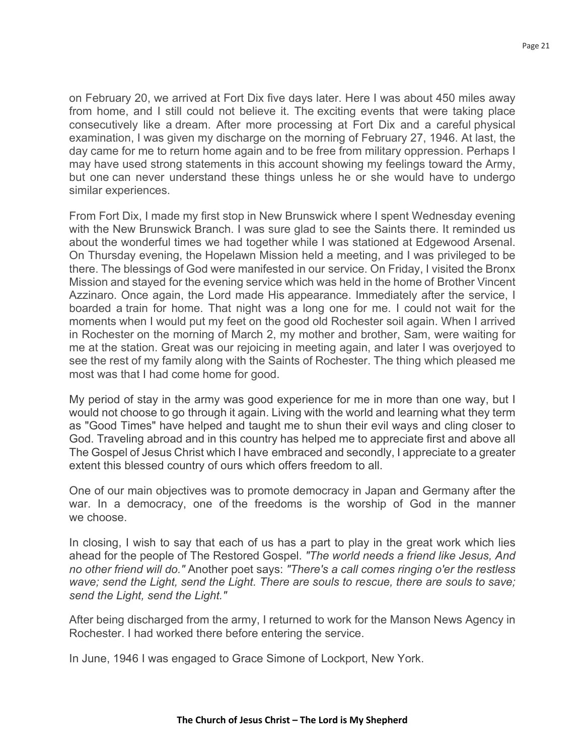on February 20, we arrived at Fort Dix five days later. Here I was about 450 miles away from home, and I still could not believe it. The exciting events that were taking place consecutively like a dream. After more processing at Fort Dix and a careful physical examination, I was given my discharge on the morning of February 27, 1946. At last, the day came for me to return home again and to be free from military oppression. Perhaps I may have used strong statements in this account showing my feelings toward the Army, but one can never understand these things unless he or she would have to undergo similar experiences.

From Fort Dix, I made my first stop in New Brunswick where I spent Wednesday evening with the New Brunswick Branch. I was sure glad to see the Saints there. It reminded us about the wonderful times we had together while I was stationed at Edgewood Arsenal. On Thursday evening, the Hopelawn Mission held a meeting, and I was privileged to be there. The blessings of God were manifested in our service. On Friday, I visited the Bronx Mission and stayed for the evening service which was held in the home of Brother Vincent Azzinaro. Once again, the Lord made His appearance. Immediately after the service, I boarded a train for home. That night was a long one for me. I could not wait for the moments when I would put my feet on the good old Rochester soil again. When I arrived in Rochester on the morning of March 2, my mother and brother, Sam, were waiting for me at the station. Great was our rejoicing in meeting again, and later I was overjoyed to see the rest of my family along with the Saints of Rochester. The thing which pleased me most was that I had come home for good.

My period of stay in the army was good experience for me in more than one way, but I would not choose to go through it again. Living with the world and learning what they term as "Good Times" have helped and taught me to shun their evil ways and cling closer to God. Traveling abroad and in this country has helped me to appreciate first and above all The Gospel of Jesus Christ which I have embraced and secondly, I appreciate to a greater extent this blessed country of ours which offers freedom to all.

One of our main objectives was to promote democracy in Japan and Germany after the war. In a democracy, one of the freedoms is the worship of God in the manner we choose.

In closing, I wish to say that each of us has a part to play in the great work which lies ahead for the people of The Restored Gospel. *"The world needs a friend like Jesus, And no other friend will do."* Another poet says: *"There's a call comes ringing o'er the restless wave; send the Light, send the Light. There are souls to rescue, there are souls to save; send the Light, send the Light."*

After being discharged from the army, I returned to work for the Manson News Agency in Rochester. I had worked there before entering the service.

In June, 1946 I was engaged to Grace Simone of Lockport, New York.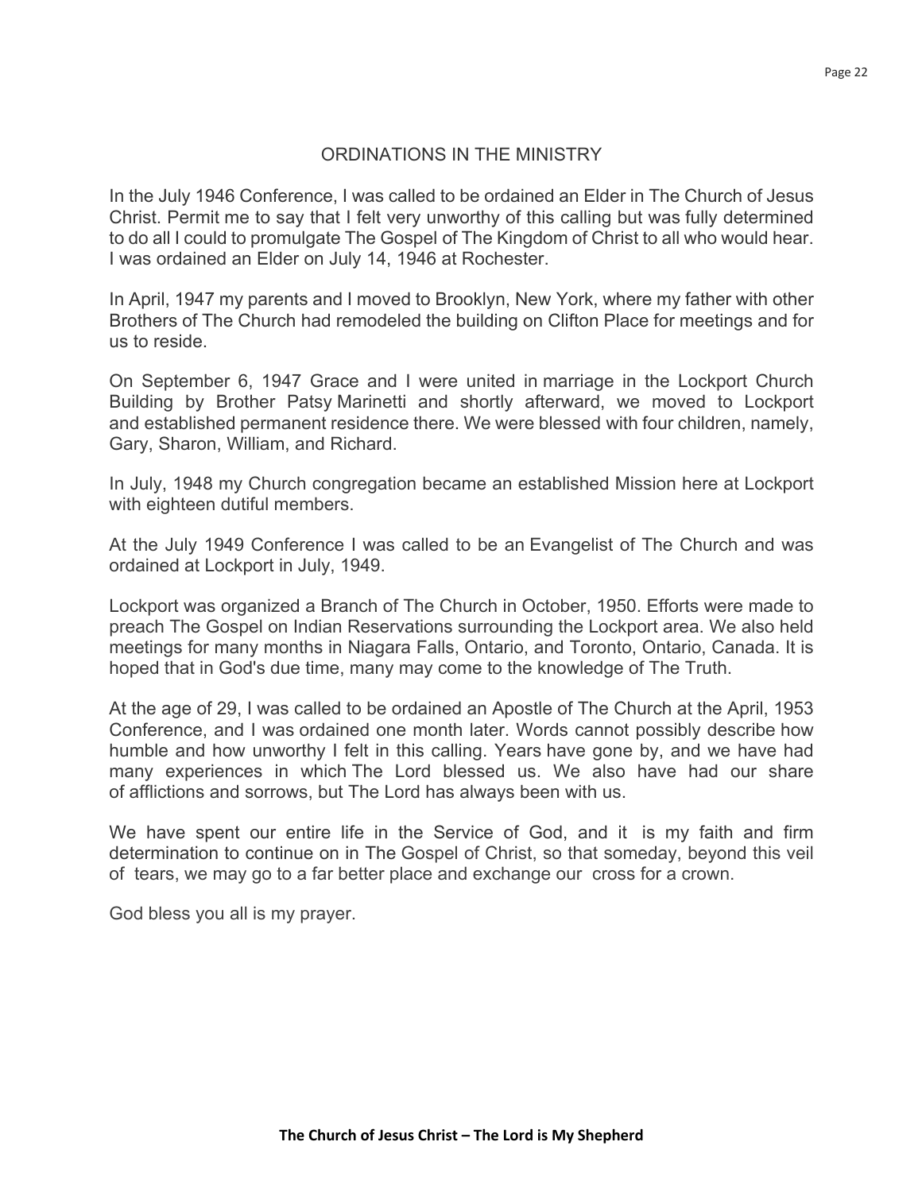## ORDINATIONS IN THE MINISTRY

In the July 1946 Conference, I was called to be ordained an Elder in The Church of Jesus Christ. Permit me to say that I felt very unworthy of this calling but was fully determined to do all I could to promulgate The Gospel of The Kingdom of Christ to all who would hear. I was ordained an Elder on July 14, 1946 at Rochester.

In April, 1947 my parents and I moved to Brooklyn, New York, where my father with other Brothers of The Church had remodeled the building on Clifton Place for meetings and for us to reside.

On September 6, 1947 Grace and I were united in marriage in the Lockport Church Building by Brother Patsy Marinetti and shortly afterward, we moved to Lockport and established permanent residence there. We were blessed with four children, namely, Gary, Sharon, William, and Richard.

In July, 1948 my Church congregation became an established Mission here at Lockport with eighteen dutiful members.

At the July 1949 Conference I was called to be an Evangelist of The Church and was ordained at Lockport in July, 1949.

Lockport was organized a Branch of The Church in October, 1950. Efforts were made to preach The Gospel on Indian Reservations surrounding the Lockport area. We also held meetings for many months in Niagara Falls, Ontario, and Toronto, Ontario, Canada. It is hoped that in God's due time, many may come to the knowledge of The Truth.

At the age of 29, I was called to be ordained an Apostle of The Church at the April, 1953 Conference, and I was ordained one month later. Words cannot possibly describe how humble and how unworthy I felt in this calling. Years have gone by, and we have had many experiences in which The Lord blessed us. We also have had our share of afflictions and sorrows, but The Lord has always been with us.

We have spent our entire life in the Service of God, and it is my faith and firm determination to continue on in The Gospel of Christ, so that someday, beyond this veil of tears, we may go to a far better place and exchange our cross for a crown.

God bless you all is my prayer.